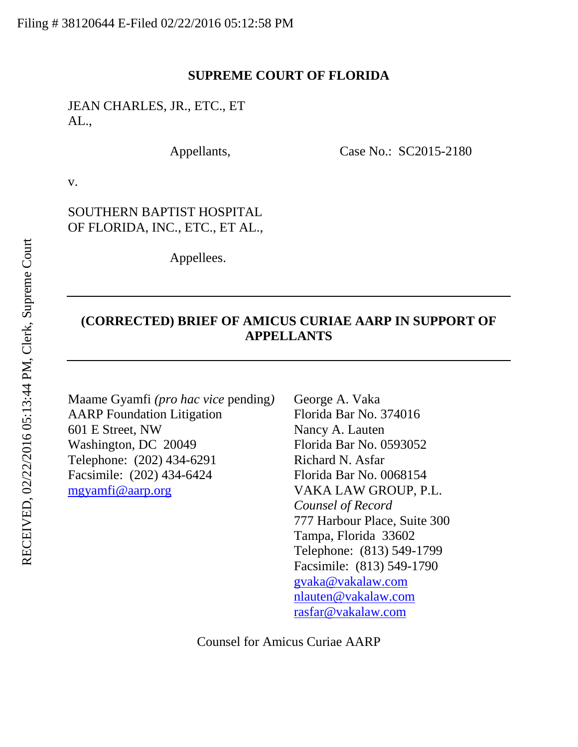Filing # 38120644 E-Filed 02/22/2016 05:12:58 PM

RECEIVED, 02/22/2016 05:13:44 PM, Clerk, Supreme Court

**SUPREME COURT OF FLORIDA**

JEAN CHARLES, JR., ETC., ET AL.,

Appellants,

Case No.: SC2015-2180

v.

SOUTHERN BAPTIST HOSPITAL OF FLORIDA, INC., ETC., ET AL.,

Appellees.

---

**(CORRECTED) BRIEF OF AMICUS CURIAE AARP IN SUPPORT OF APPELLANTS**

---

Maame Gyamfi *(pro hac vice* pending*)*
AARP Foundation Litigation
601 E Street, NW
Washington, DC 20049
Telephone: (202) 434-6291
Facsimile: (202) 434-6424
mgyamfi@aarp.org

George A. Vaka
Florida Bar No. 374016
Nancy A. Lauten
Florida Bar No. 0593052
Richard N. Asfar
Florida Bar No. 0068154
VAKA LAW GROUP, P.L.
*Counsel of Record*
777 Harbour Place, Suite 300
Tampa, Florida 33602
Telephone: (813) 549-1799
Facsimile: (813) 549-1790
gvaka@vakalaw.com
nlauten@vakalaw.com
rasfar@vakalaw.com

Counsel for Amicus Curiae AARP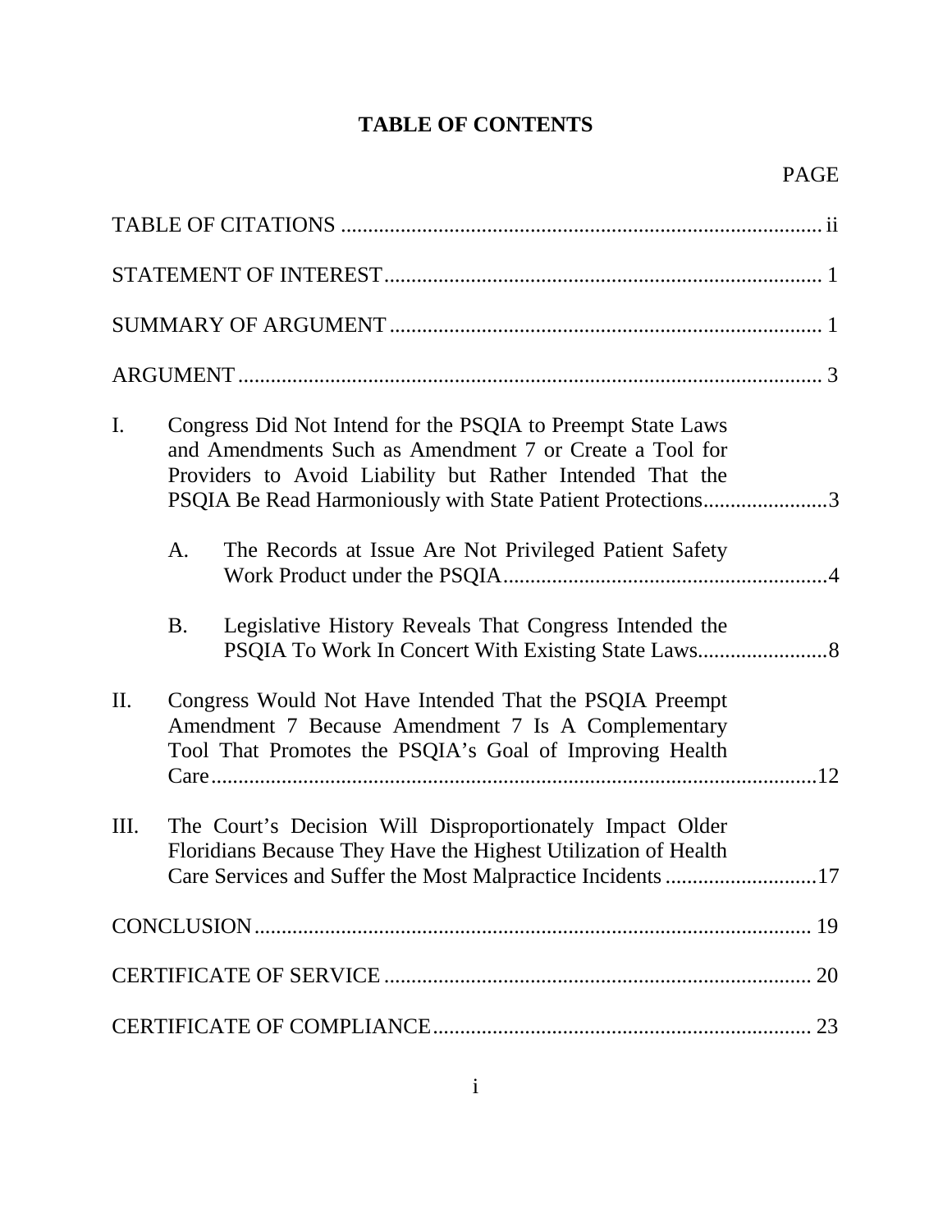# TABLE OF CONTENTS

| | PAGE |
|---|---|
| TABLE OF CITATIONS | ii |
| STATEMENT OF INTEREST | 1 |
| SUMMARY OF ARGUMENT | 1 |
| ARGUMENT | 3 |
| I. Congress Did Not Intend for the PSQIA to Preempt State Laws and Amendments Such as Amendment 7 or Create a Tool for Providers to Avoid Liability but Rather Intended That the PSQIA Be Read Harmoniously with State Patient Protections | 3 |
| A. The Records at Issue Are Not Privileged Patient Safety Work Product under the PSQIA | 4 |
| B. Legislative History Reveals That Congress Intended the PSQIA To Work In Concert With Existing State Laws | 8 |
| II. Congress Would Not Have Intended That the PSQIA Preempt Amendment 7 Because Amendment 7 Is A Complementary Tool That Promotes the PSQIA's Goal of Improving Health Care | 12 |
| III. The Court's Decision Will Disproportionately Impact Older Floridians Because They Have the Highest Utilization of Health Care Services and Suffer the Most Malpractice Incidents | 17 |
| CONCLUSION | 19 |
| CERTIFICATE OF SERVICE | 20 |
| CERTIFICATE OF COMPLIANCE | 23 |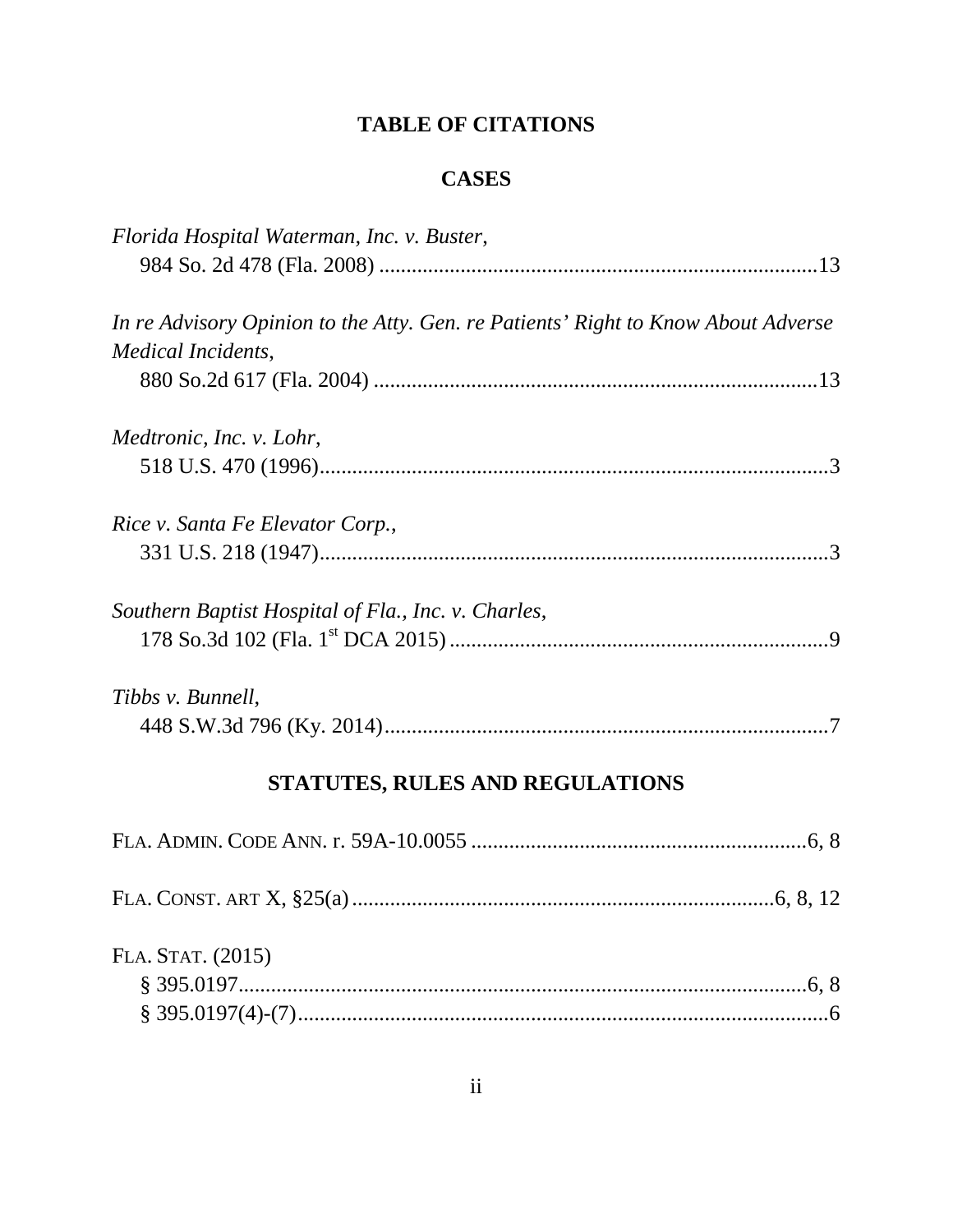## TABLE OF CITATIONS

### CASES

*Florida Hospital Waterman, Inc. v. Buster*,
984 So. 2d 478 (Fla. 2008) ................................................................................13

*In re Advisory Opinion to the Atty. Gen. re Patients' Right to Know About Adverse Medical Incidents*,
880 So.2d 617 (Fla. 2004) .................................................................................13

*Medtronic, Inc. v. Lohr*,
518 U.S. 470 (1996).............................................................................................3

*Rice v. Santa Fe Elevator Corp.*,
331 U.S. 218 (1947).............................................................................................3

*Southern Baptist Hospital of Fla., Inc. v. Charles*,
178 So.3d 102 (Fla. 1st DCA 2015) ......................................................................9

*Tibbs v. Bunnell*,
448 S.W.3d 796 (Ky. 2014).................................................................................7

### STATUTES, RULES AND REGULATIONS

FLA. ADMIN. CODE ANN. r. 59A-10.0055 .............................................................6, 8

FLA. CONST. ART X, §25(a) ............................................................................6, 8, 12

FLA. STAT. (2015)
§ 395.0197.........................................................................................................6, 8
§ 395.0197(4)-(7).................................................................................................6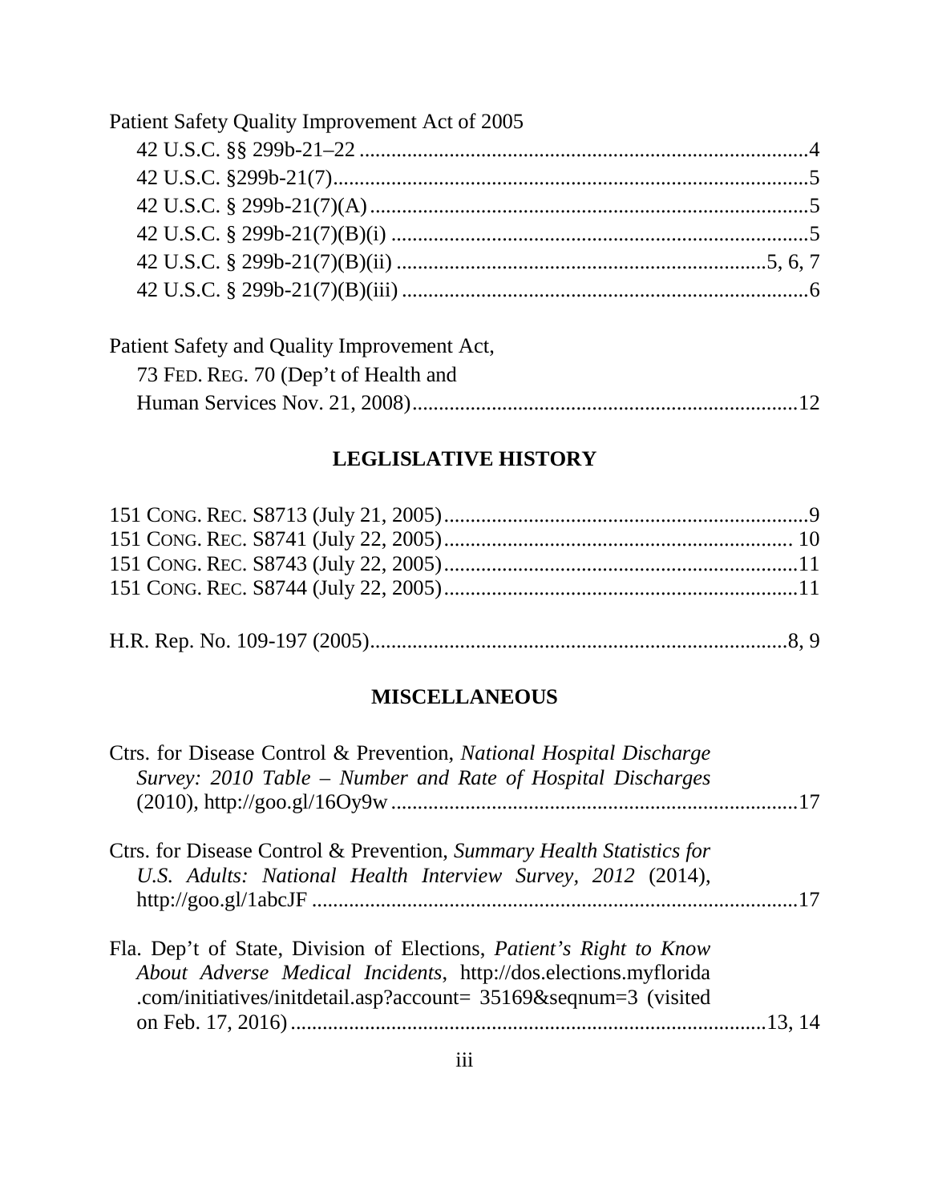Patient Safety Quality Improvement Act of 2005

42 U.S.C. §§ 299b-21–22 ....................................................................................4
42 U.S.C. §299b-21(7)........................................................................................5
42 U.S.C. § 299b-21(7)(A)..................................................................................5
42 U.S.C. § 299b-21(7)(B)(i) .............................................................................5
42 U.S.C. § 299b-21(7)(B)(ii) .....................................................................5, 6, 7
42 U.S.C. § 299b-21(7)(B)(iii) ............................................................................6

Patient Safety and Quality Improvement Act,
73 FED. REG. 70 (Dep't of Health and
Human Services Nov. 21, 2008).......................................................................12

## LEGLISLATIVE HISTORY

151 CONG. REC. S8713 (July 21, 2005)...................................................................9
151 CONG. REC. S8741 (July 22, 2005)................................................................. 10
151 CONG. REC. S8743 (July 22, 2005)..................................................................11
151 CONG. REC. S8744 (July 22, 2005)..................................................................11

H.R. Rep. No. 109-197 (2005)...............................................................................8, 9

## MISCELLANEOUS

Ctrs. for Disease Control & Prevention, *National Hospital Discharge Survey: 2010 Table – Number and Rate of Hospital Discharges* (2010), http://goo.gl/16Oy9w ............................................................................17

Ctrs. for Disease Control & Prevention, *Summary Health Statistics for U.S. Adults: National Health Interview Survey, 2012* (2014), http://goo.gl/1abcJF ...........................................................................................17

Fla. Dep't of State, Division of Elections, *Patient's Right to Know About Adverse Medical Incidents*, http://dos.elections.myflorida .com/initiatives/initdetail.asp?account= 35169&seqnum=3 (visited on Feb. 17, 2016)..........................................................................................13, 14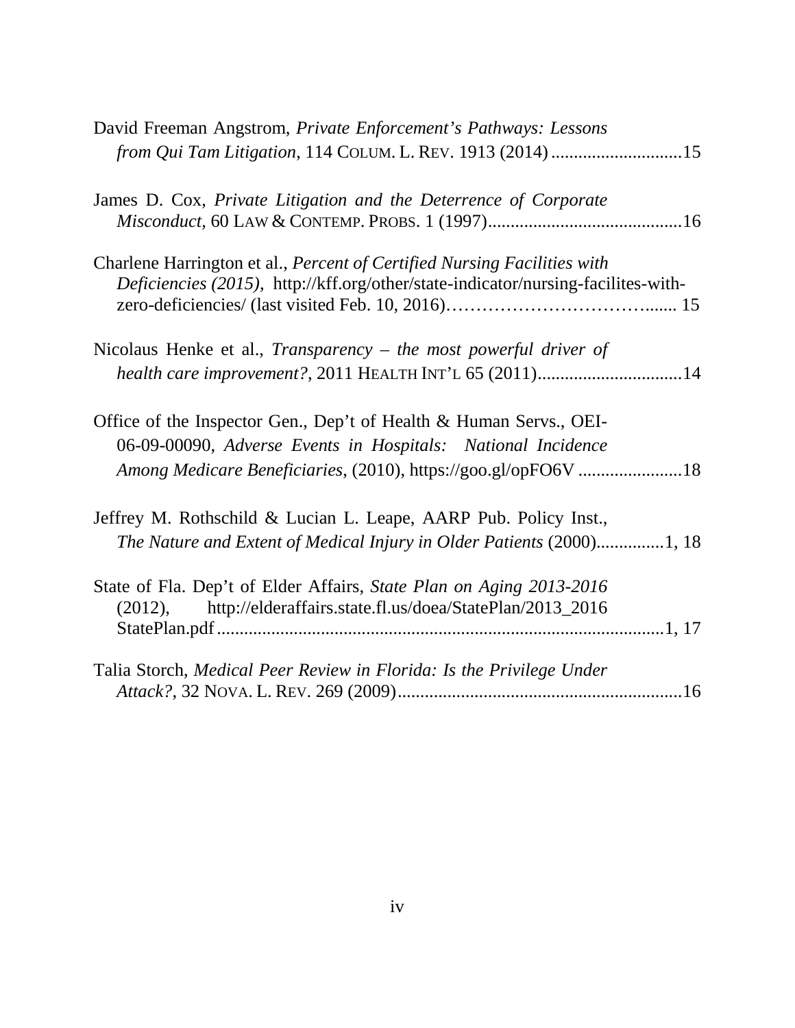David Freeman Angstrom, *Private Enforcement's Pathways: Lessons from Qui Tam Litigation*, 114 COLUM. L. REV. 1913 (2014) ............................15

James D. Cox, *Private Litigation and the Deterrence of Corporate Misconduct,* 60 LAW & CONTEMP. PROBS. 1 (1997)...........................................16

Charlene Harrington et al., *Percent of Certified Nursing Facilities with Deficiencies (2015),* http://kff.org/other/state-indicator/nursing-facilites-with-zero-deficiencies/ (last visited Feb. 10, 2016)…………………………….....  15

Nicolaus Henke et al., *Transparency – the most powerful driver of health care improvement?*, 2011 HEALTH INT'L 65 (2011)................................14

Office of the Inspector Gen., Dep't of Health & Human Servs., OEI-06-09-00090, *Adverse Events in Hospitals: National Incidence Among Medicare Beneficiaries,* (2010), https://goo.gl/opFO6V .......................18

Jeffrey M. Rothschild & Lucian L. Leape, AARP Pub. Policy Inst., *The Nature and Extent of Medical Injury in Older Patients* (2000)...............1, 18

State of Fla. Dep't of Elder Affairs, *State Plan on Aging 2013-2016* (2012), http://elderaffairs.state.fl.us/doea/StatePlan/2013_2016 StatePlan.pdf ...................................................................................................1, 17

Talia Storch, *Medical Peer Review in Florida: Is the Privilege Under Attack?*, 32 NOVA. L. REV. 269 (2009)...............................................................16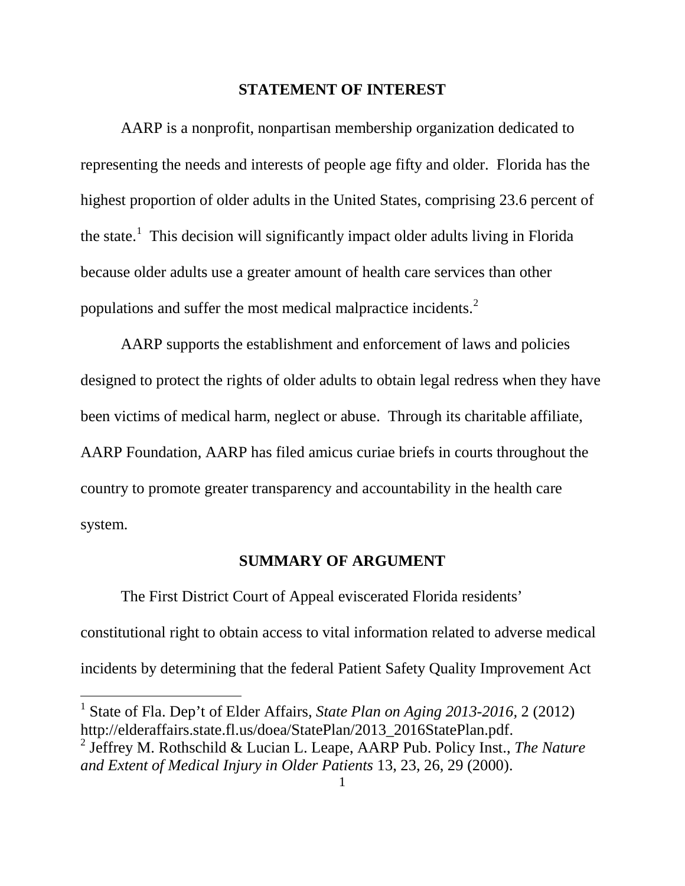## STATEMENT OF INTEREST

AARP is a nonprofit, nonpartisan membership organization dedicated to representing the needs and interests of people age fifty and older. Florida has the highest proportion of older adults in the United States, comprising 23.6 percent of the state.[1] This decision will significantly impact older adults living in Florida because older adults use a greater amount of health care services than other populations and suffer the most medical malpractice incidents.[2]

AARP supports the establishment and enforcement of laws and policies designed to protect the rights of older adults to obtain legal redress when they have been victims of medical harm, neglect or abuse. Through its charitable affiliate, AARP Foundation, AARP has filed amicus curiae briefs in courts throughout the country to promote greater transparency and accountability in the health care system.

## SUMMARY OF ARGUMENT

The First District Court of Appeal eviscerated Florida residents' constitutional right to obtain access to vital information related to adverse medical incidents by determining that the federal Patient Safety Quality Improvement Act

---

[1] State of Fla. Dep't of Elder Affairs, *State Plan on Aging 2013-2016*, 2 (2012) http://elderaffairs.state.fl.us/doea/StatePlan/2013_2016StatePlan.pdf.

[2] Jeffrey M. Rothschild & Lucian L. Leape, AARP Pub. Policy Inst., *The Nature and Extent of Medical Injury in Older Patients* 13, 23, 26, 29 (2000).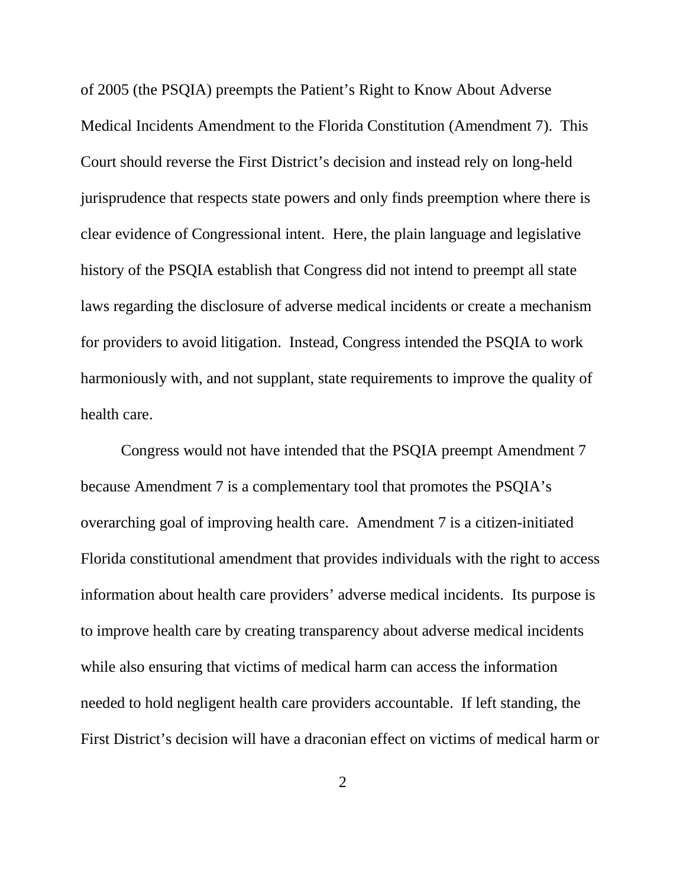of 2005 (the PSQIA) preempts the Patient's Right to Know About Adverse Medical Incidents Amendment to the Florida Constitution (Amendment 7). This Court should reverse the First District's decision and instead rely on long-held jurisprudence that respects state powers and only finds preemption where there is clear evidence of Congressional intent. Here, the plain language and legislative history of the PSQIA establish that Congress did not intend to preempt all state laws regarding the disclosure of adverse medical incidents or create a mechanism for providers to avoid litigation. Instead, Congress intended the PSQIA to work harmoniously with, and not supplant, state requirements to improve the quality of health care.

Congress would not have intended that the PSQIA preempt Amendment 7 because Amendment 7 is a complementary tool that promotes the PSQIA's overarching goal of improving health care. Amendment 7 is a citizen-initiated Florida constitutional amendment that provides individuals with the right to access information about health care providers' adverse medical incidents. Its purpose is to improve health care by creating transparency about adverse medical incidents while also ensuring that victims of medical harm can access the information needed to hold negligent health care providers accountable. If left standing, the First District's decision will have a draconian effect on victims of medical harm or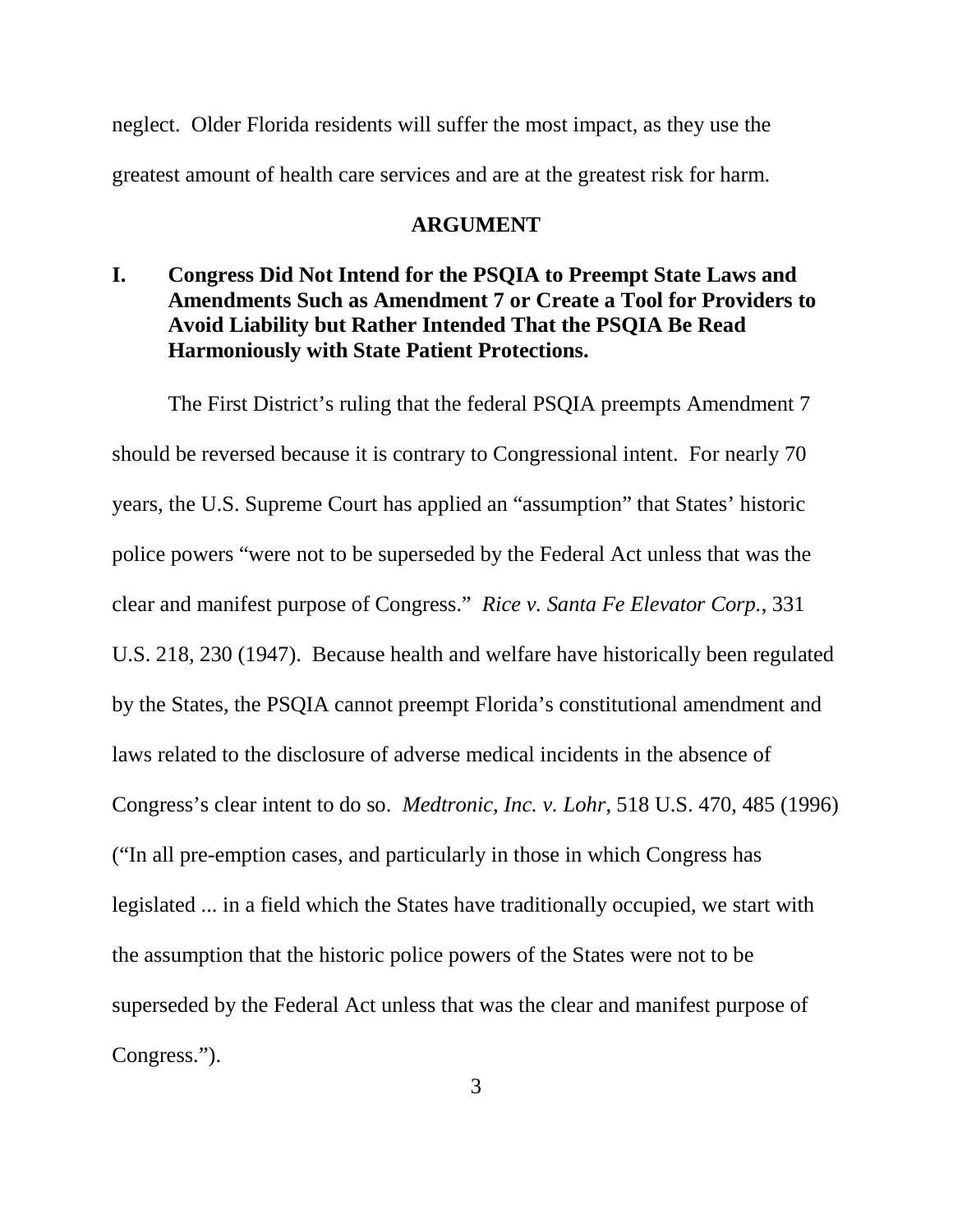neglect. Older Florida residents will suffer the most impact, as they use the greatest amount of health care services and are at the greatest risk for harm.

## ARGUMENT

### I. Congress Did Not Intend for the PSQIA to Preempt State Laws and Amendments Such as Amendment 7 or Create a Tool for Providers to Avoid Liability but Rather Intended That the PSQIA Be Read Harmoniously with State Patient Protections.

The First District's ruling that the federal PSQIA preempts Amendment 7 should be reversed because it is contrary to Congressional intent. For nearly 70 years, the U.S. Supreme Court has applied an "assumption" that States' historic police powers "were not to be superseded by the Federal Act unless that was the clear and manifest purpose of Congress." *Rice v. Santa Fe Elevator Corp.*, 331 U.S. 218, 230 (1947). Because health and welfare have historically been regulated by the States, the PSQIA cannot preempt Florida's constitutional amendment and laws related to the disclosure of adverse medical incidents in the absence of Congress's clear intent to do so. *Medtronic, Inc. v. Lohr*, 518 U.S. 470, 485 (1996) ("In all pre-emption cases, and particularly in those in which Congress has legislated ... in a field which the States have traditionally occupied, we start with the assumption that the historic police powers of the States were not to be superseded by the Federal Act unless that was the clear and manifest purpose of Congress.").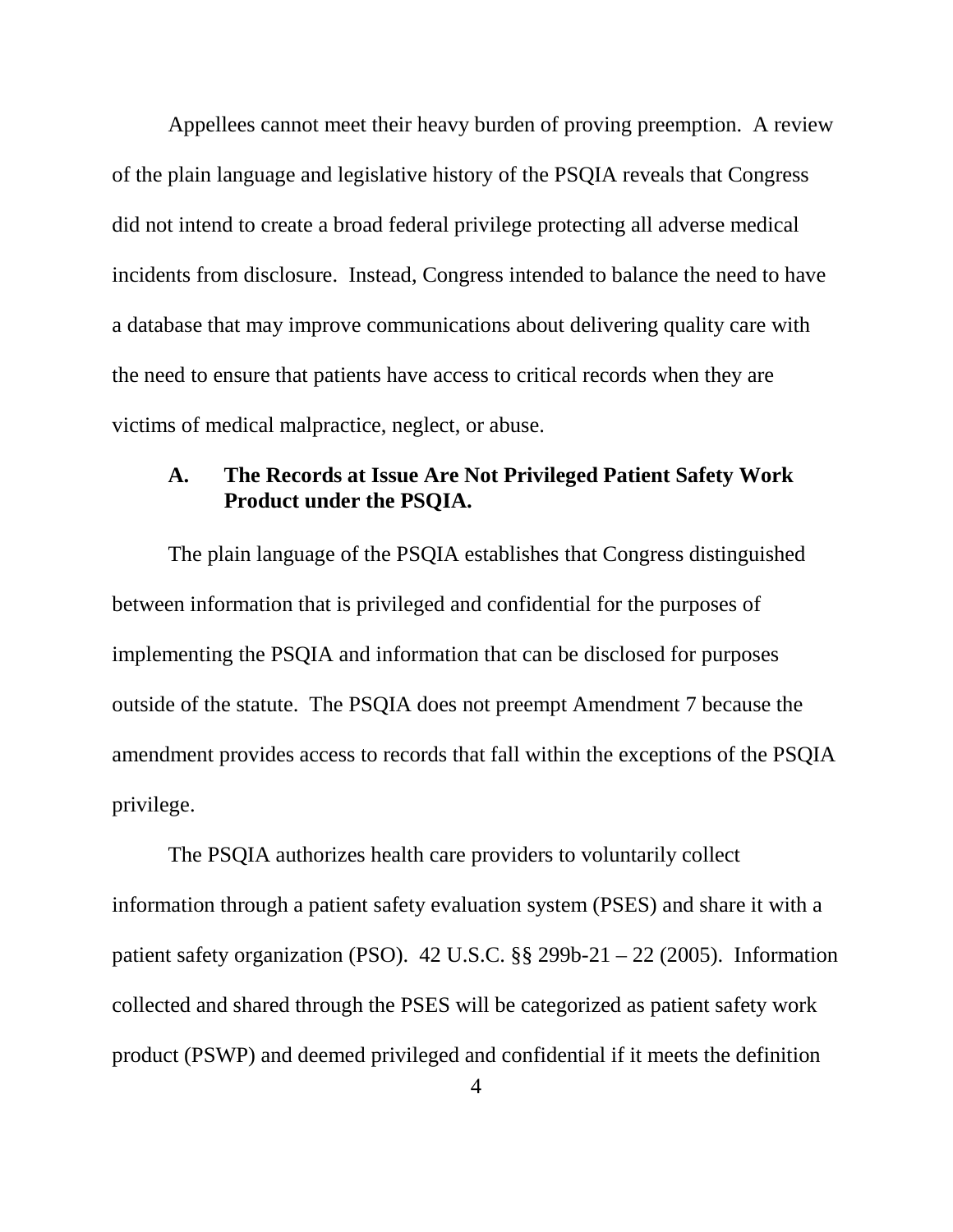Appellees cannot meet their heavy burden of proving preemption. A review of the plain language and legislative history of the PSQIA reveals that Congress did not intend to create a broad federal privilege protecting all adverse medical incidents from disclosure. Instead, Congress intended to balance the need to have a database that may improve communications about delivering quality care with the need to ensure that patients have access to critical records when they are victims of medical malpractice, neglect, or abuse.

### A. The Records at Issue Are Not Privileged Patient Safety Work Product under the PSQIA.

The plain language of the PSQIA establishes that Congress distinguished between information that is privileged and confidential for the purposes of implementing the PSQIA and information that can be disclosed for purposes outside of the statute. The PSQIA does not preempt Amendment 7 because the amendment provides access to records that fall within the exceptions of the PSQIA privilege.

The PSQIA authorizes health care providers to voluntarily collect information through a patient safety evaluation system (PSES) and share it with a patient safety organization (PSO). 42 U.S.C. §§ 299b-21 – 22 (2005). Information collected and shared through the PSES will be categorized as patient safety work product (PSWP) and deemed privileged and confidential if it meets the definition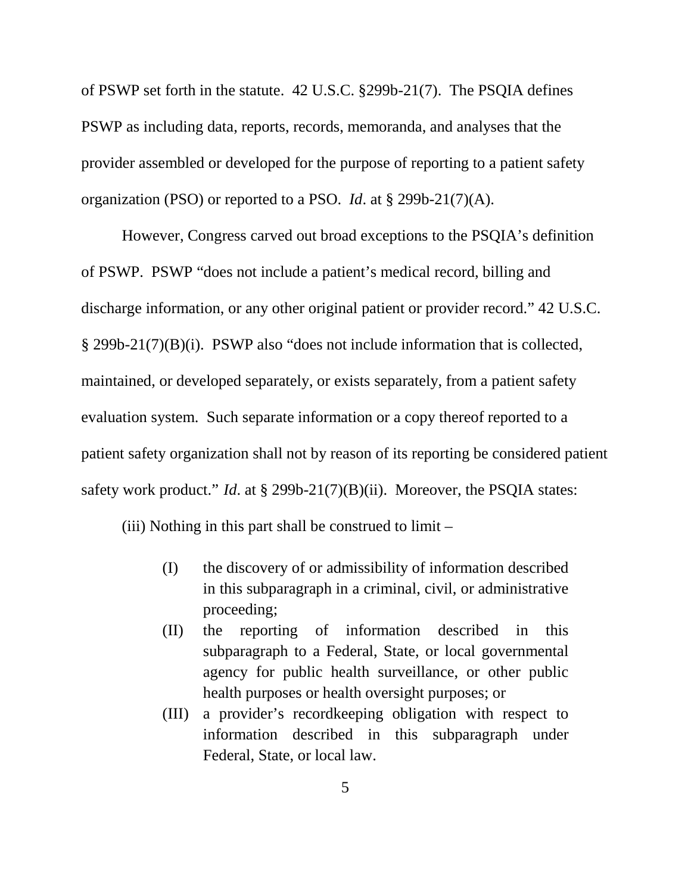of PSWP set forth in the statute. 42 U.S.C. §299b-21(7). The PSQIA defines PSWP as including data, reports, records, memoranda, and analyses that the provider assembled or developed for the purpose of reporting to a patient safety organization (PSO) or reported to a PSO. *Id*. at § 299b-21(7)(A).

However, Congress carved out broad exceptions to the PSQIA's definition of PSWP. PSWP "does not include a patient's medical record, billing and discharge information, or any other original patient or provider record." 42 U.S.C. § 299b-21(7)(B)(i). PSWP also "does not include information that is collected, maintained, or developed separately, or exists separately, from a patient safety evaluation system. Such separate information or a copy thereof reported to a patient safety organization shall not by reason of its reporting be considered patient safety work product." *Id*. at § 299b-21(7)(B)(ii). Moreover, the PSQIA states:

(iii) Nothing in this part shall be construed to limit –

> (I) the discovery of or admissibility of information described in this subparagraph in a criminal, civil, or administrative proceeding;
>
> (II) the reporting of information described in this subparagraph to a Federal, State, or local governmental agency for public health surveillance, or other public health purposes or health oversight purposes; or
>
> (III) a provider's recordkeeping obligation with respect to information described in this subparagraph under Federal, State, or local law.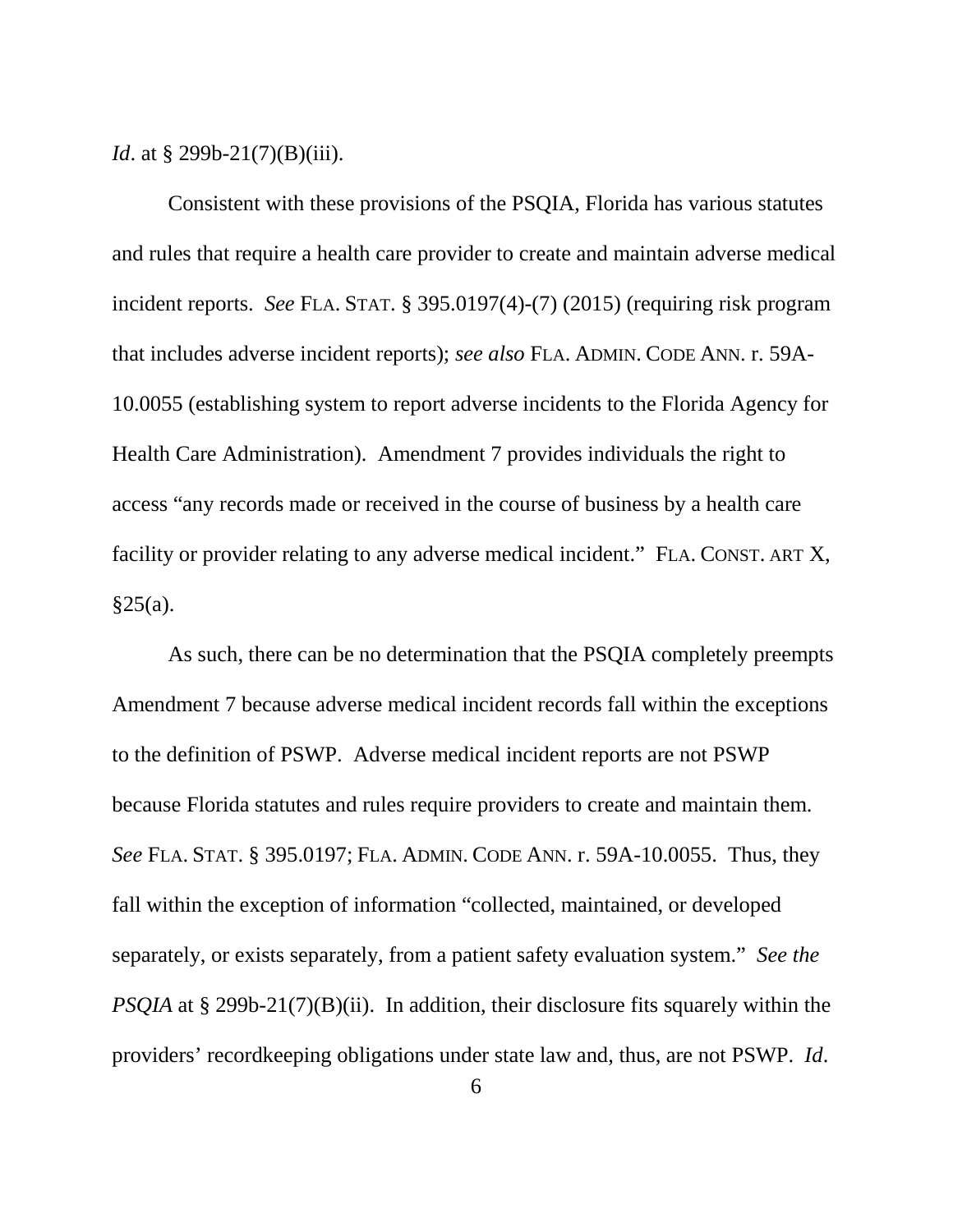*Id*. at § 299b-21(7)(B)(iii).

Consistent with these provisions of the PSQIA, Florida has various statutes and rules that require a health care provider to create and maintain adverse medical incident reports. *See* FLA. STAT. § 395.0197(4)-(7) (2015) (requiring risk program that includes adverse incident reports); *see also* FLA. ADMIN. CODE ANN. r. 59A-10.0055 (establishing system to report adverse incidents to the Florida Agency for Health Care Administration). Amendment 7 provides individuals the right to access "any records made or received in the course of business by a health care facility or provider relating to any adverse medical incident." FLA. CONST. ART X, §25(a).

As such, there can be no determination that the PSQIA completely preempts Amendment 7 because adverse medical incident records fall within the exceptions to the definition of PSWP. Adverse medical incident reports are not PSWP because Florida statutes and rules require providers to create and maintain them. *See* FLA. STAT. § 395.0197; FLA. ADMIN. CODE ANN. r. 59A-10.0055. Thus, they fall within the exception of information "collected, maintained, or developed separately, or exists separately, from a patient safety evaluation system." *See the PSQIA* at § 299b-21(7)(B)(ii). In addition, their disclosure fits squarely within the providers' recordkeeping obligations under state law and, thus, are not PSWP. *Id*.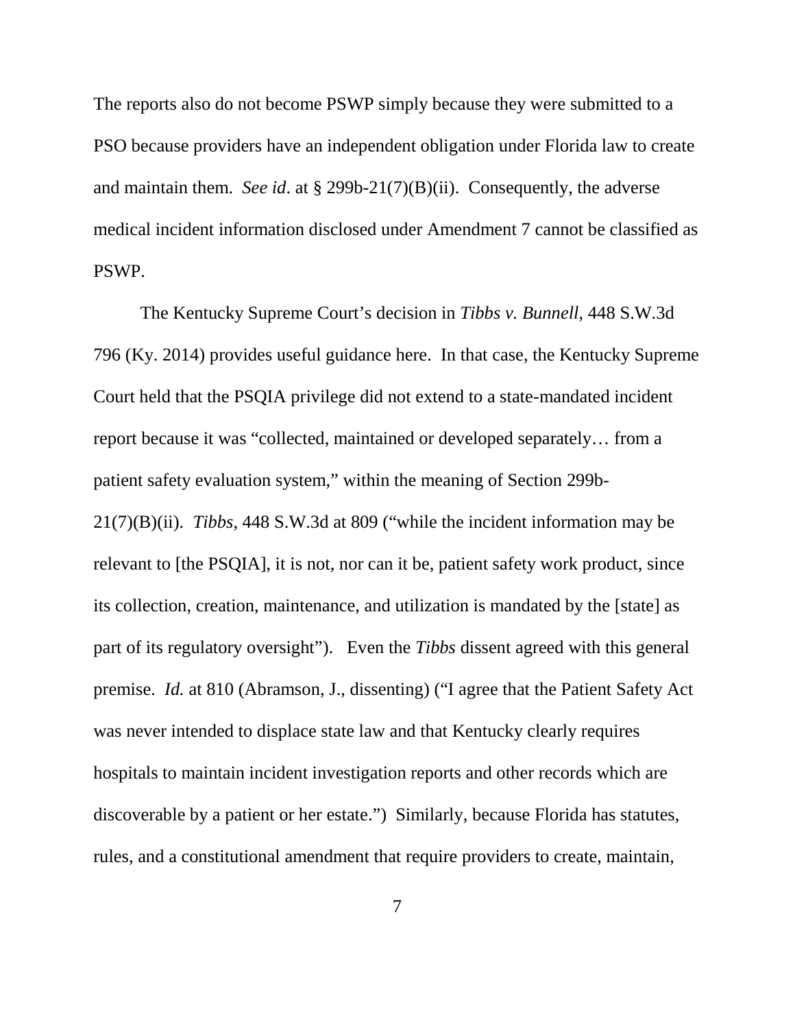The reports also do not become PSWP simply because they were submitted to a PSO because providers have an independent obligation under Florida law to create and maintain them. *See id*. at § 299b-21(7)(B)(ii). Consequently, the adverse medical incident information disclosed under Amendment 7 cannot be classified as PSWP.

The Kentucky Supreme Court's decision in *Tibbs v. Bunnell*, 448 S.W.3d 796 (Ky. 2014) provides useful guidance here. In that case, the Kentucky Supreme Court held that the PSQIA privilege did not extend to a state-mandated incident report because it was "collected, maintained or developed separately… from a patient safety evaluation system," within the meaning of Section 299b-21(7)(B)(ii). *Tibbs*, 448 S.W.3d at 809 ("while the incident information may be relevant to [the PSQIA], it is not, nor can it be, patient safety work product, since its collection, creation, maintenance, and utilization is mandated by the [state] as part of its regulatory oversight"). Even the *Tibbs* dissent agreed with this general premise. *Id.* at 810 (Abramson, J., dissenting) ("I agree that the Patient Safety Act was never intended to displace state law and that Kentucky clearly requires hospitals to maintain incident investigation reports and other records which are discoverable by a patient or her estate.") Similarly, because Florida has statutes, rules, and a constitutional amendment that require providers to create, maintain,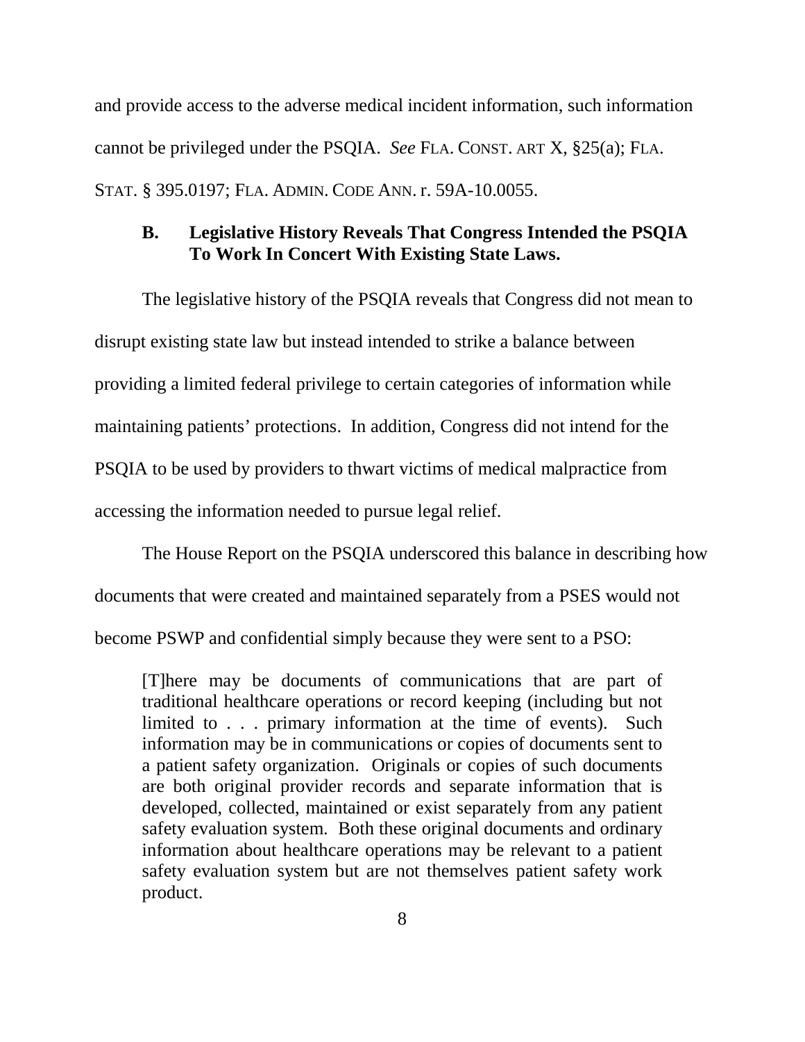and provide access to the adverse medical incident information, such information cannot be privileged under the PSQIA. *See* FLA. CONST. ART X, §25(a); FLA. STAT. § 395.0197; FLA. ADMIN. CODE ANN. r. 59A-10.0055.

### B. Legislative History Reveals That Congress Intended the PSQIA To Work In Concert With Existing State Laws.

The legislative history of the PSQIA reveals that Congress did not mean to disrupt existing state law but instead intended to strike a balance between providing a limited federal privilege to certain categories of information while maintaining patients' protections. In addition, Congress did not intend for the PSQIA to be used by providers to thwart victims of medical malpractice from accessing the information needed to pursue legal relief.

The House Report on the PSQIA underscored this balance in describing how documents that were created and maintained separately from a PSES would not become PSWP and confidential simply because they were sent to a PSO:

> [T]here may be documents of communications that are part of traditional healthcare operations or record keeping (including but not limited to . . . primary information at the time of events). Such information may be in communications or copies of documents sent to a patient safety organization. Originals or copies of such documents are both original provider records and separate information that is developed, collected, maintained or exist separately from any patient safety evaluation system. Both these original documents and ordinary information about healthcare operations may be relevant to a patient safety evaluation system but are not themselves patient safety work product.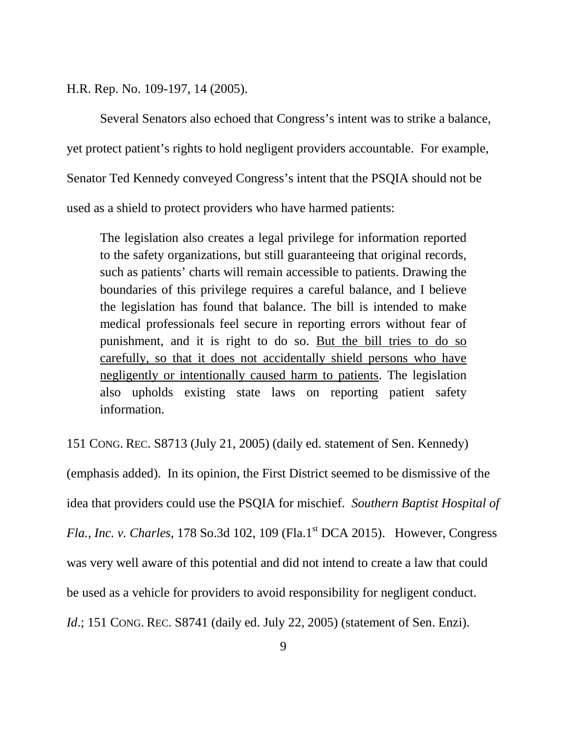H.R. Rep. No. 109-197, 14 (2005).

Several Senators also echoed that Congress's intent was to strike a balance, yet protect patient's rights to hold negligent providers accountable. For example, Senator Ted Kennedy conveyed Congress's intent that the PSQIA should not be used as a shield to protect providers who have harmed patients:

> The legislation also creates a legal privilege for information reported to the safety organizations, but still guaranteeing that original records, such as patients' charts will remain accessible to patients. Drawing the boundaries of this privilege requires a careful balance, and I believe the legislation has found that balance. The bill is intended to make medical professionals feel secure in reporting errors without fear of punishment, and it is right to do so. <u>But the bill tries to do so carefully, so that it does not accidentally shield persons who have negligently or intentionally caused harm to patients</u>. The legislation also upholds existing state laws on reporting patient safety information.

151 CONG. REC. S8713 (July 21, 2005) (daily ed. statement of Sen. Kennedy) (emphasis added). In its opinion, the First District seemed to be dismissive of the idea that providers could use the PSQIA for mischief. *Southern Baptist Hospital of Fla., Inc. v. Charles*, 178 So.3d 102, 109 (Fla.1st DCA 2015). However, Congress was very well aware of this potential and did not intend to create a law that could be used as a vehicle for providers to avoid responsibility for negligent conduct. *Id*.; 151 CONG. REC. S8741 (daily ed. July 22, 2005) (statement of Sen. Enzi).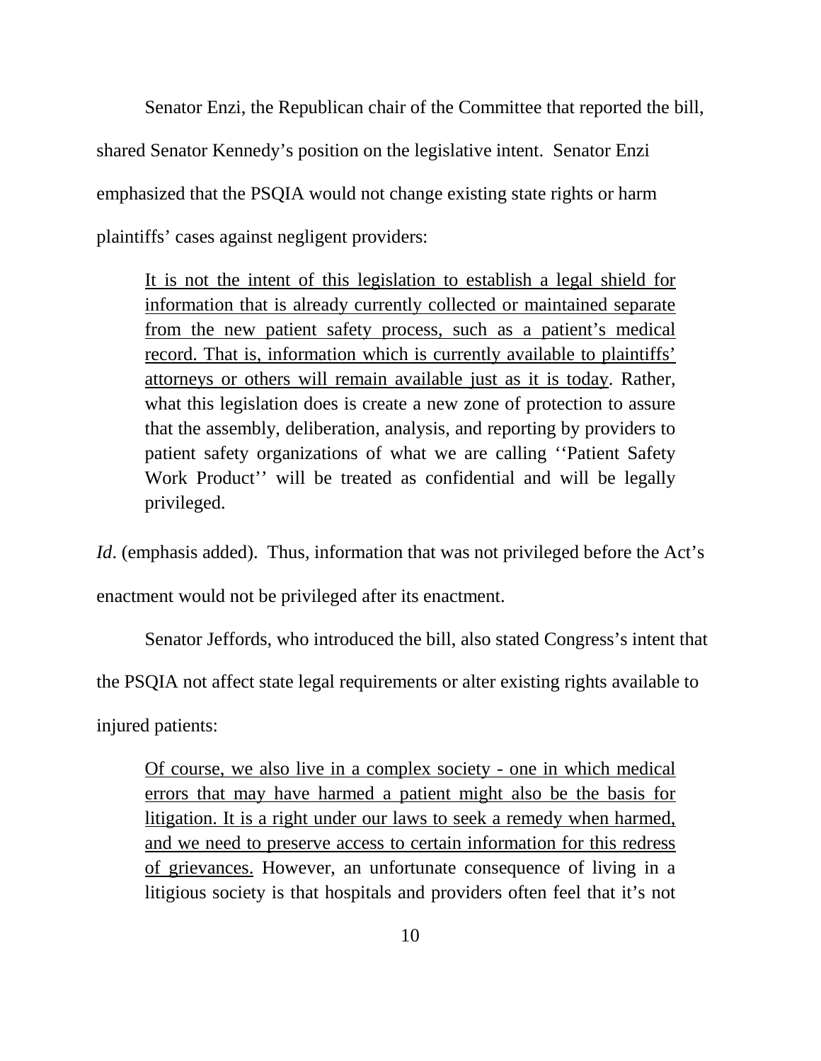Senator Enzi, the Republican chair of the Committee that reported the bill, shared Senator Kennedy's position on the legislative intent. Senator Enzi emphasized that the PSQIA would not change existing state rights or harm plaintiffs' cases against negligent providers:

> <u>It is not the intent of this legislation to establish a legal shield for information that is already currently collected or maintained separate from the new patient safety process, such as a patient's medical record. That is, information which is currently available to plaintiffs' attorneys or others will remain available just as it is today</u>. Rather, what this legislation does is create a new zone of protection to assure that the assembly, deliberation, analysis, and reporting by providers to patient safety organizations of what we are calling ''Patient Safety Work Product'' will be treated as confidential and will be legally privileged.

*Id*. (emphasis added). Thus, information that was not privileged before the Act's enactment would not be privileged after its enactment.

Senator Jeffords, who introduced the bill, also stated Congress's intent that the PSQIA not affect state legal requirements or alter existing rights available to injured patients:

> <u>Of course, we also live in a complex society - one in which medical errors that may have harmed a patient might also be the basis for litigation. It is a right under our laws to seek a remedy when harmed, and we need to preserve access to certain information for this redress of grievances.</u> However, an unfortunate consequence of living in a litigious society is that hospitals and providers often feel that it's not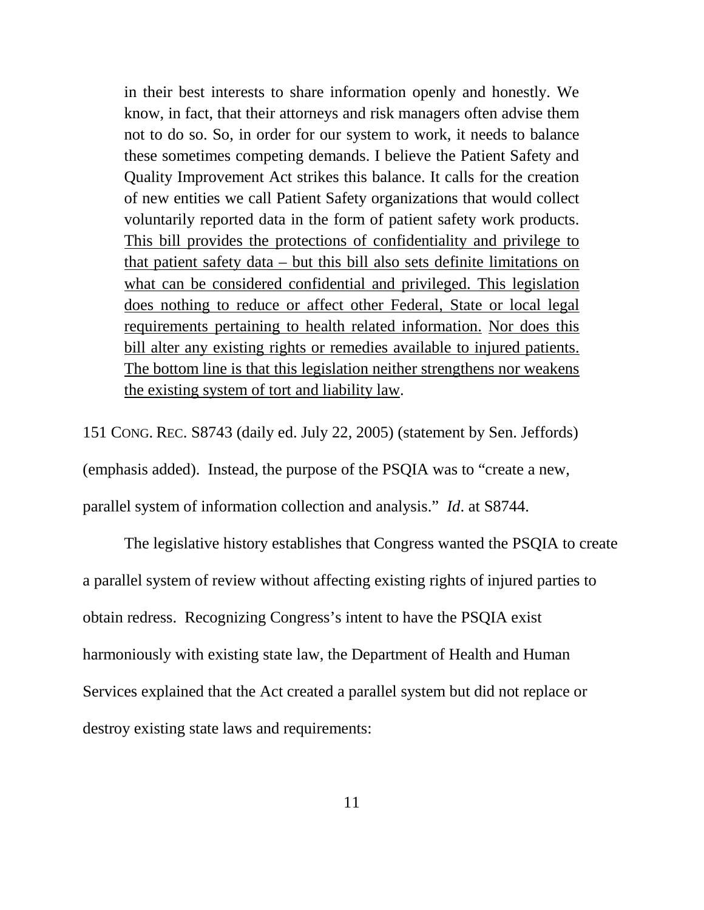> in their best interests to share information openly and honestly. We know, in fact, that their attorneys and risk managers often advise them not to do so. So, in order for our system to work, it needs to balance these sometimes competing demands. I believe the Patient Safety and Quality Improvement Act strikes this balance. It calls for the creation of new entities we call Patient Safety organizations that would collect voluntarily reported data in the form of patient safety work products. <u>This bill provides the protections of confidentiality and privilege to that patient safety data – but this bill also sets definite limitations on what can be considered confidential and privileged. This legislation does nothing to reduce or affect other Federal, State or local legal requirements pertaining to health related information.</u> <u>Nor does this bill alter any existing rights or remedies available to injured patients. The bottom line is that this legislation neither strengthens nor weakens the existing system of tort and liability law</u>.

151 CONG. REC. S8743 (daily ed. July 22, 2005) (statement by Sen. Jeffords) (emphasis added). Instead, the purpose of the PSQIA was to "create a new, parallel system of information collection and analysis." *Id*. at S8744.

The legislative history establishes that Congress wanted the PSQIA to create a parallel system of review without affecting existing rights of injured parties to obtain redress. Recognizing Congress's intent to have the PSQIA exist harmoniously with existing state law, the Department of Health and Human Services explained that the Act created a parallel system but did not replace or destroy existing state laws and requirements: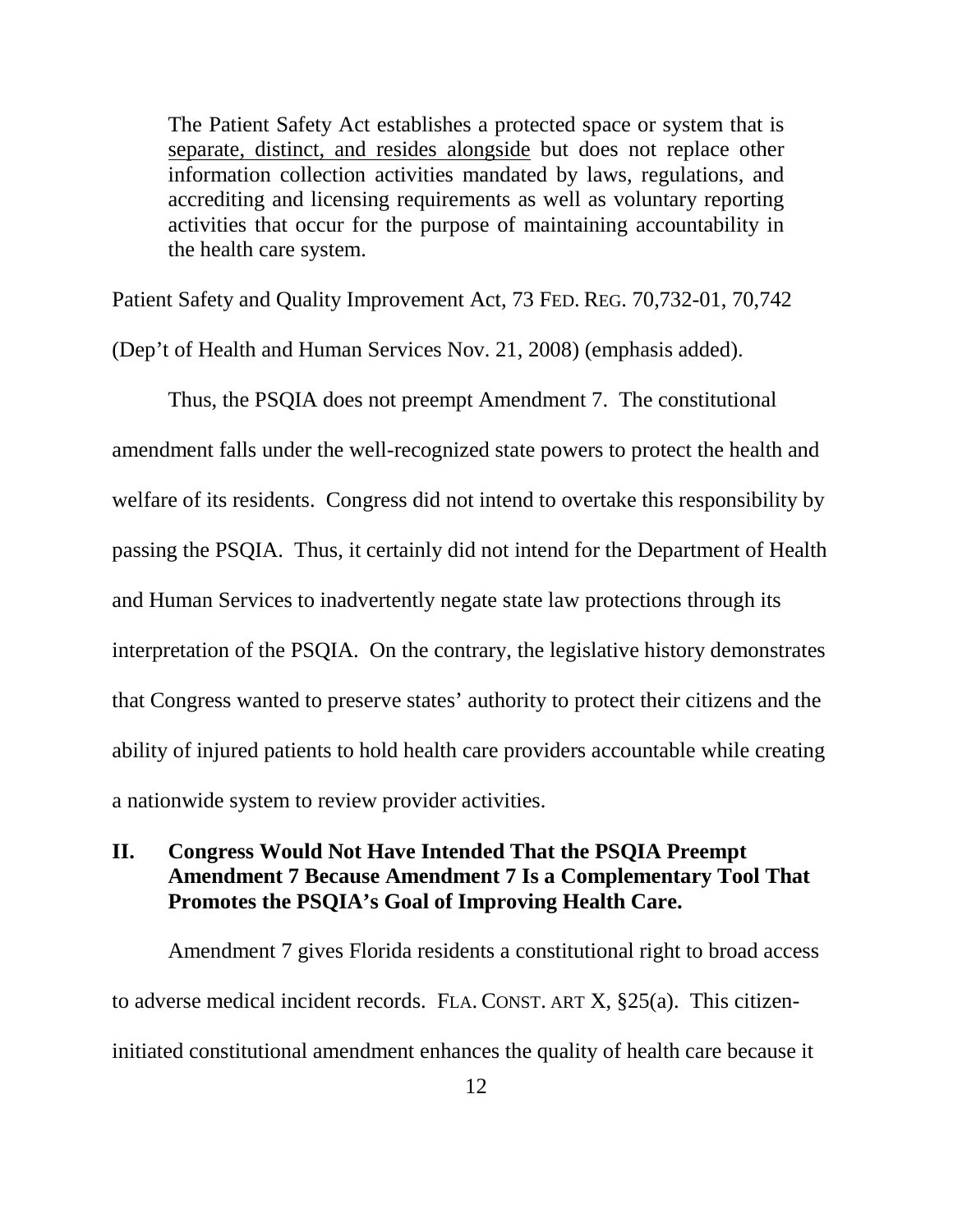> The Patient Safety Act establishes a protected space or system that is separate, distinct, and resides alongside but does not replace other information collection activities mandated by laws, regulations, and accrediting and licensing requirements as well as voluntary reporting activities that occur for the purpose of maintaining accountability in the health care system.

Patient Safety and Quality Improvement Act, 73 FED. REG. 70,732-01, 70,742 (Dep't of Health and Human Services Nov. 21, 2008) (emphasis added).

Thus, the PSQIA does not preempt Amendment 7. The constitutional amendment falls under the well-recognized state powers to protect the health and welfare of its residents. Congress did not intend to overtake this responsibility by passing the PSQIA. Thus, it certainly did not intend for the Department of Health and Human Services to inadvertently negate state law protections through its interpretation of the PSQIA. On the contrary, the legislative history demonstrates that Congress wanted to preserve states' authority to protect their citizens and the ability of injured patients to hold health care providers accountable while creating a nationwide system to review provider activities.

## II. Congress Would Not Have Intended That the PSQIA Preempt Amendment 7 Because Amendment 7 Is a Complementary Tool That Promotes the PSQIA's Goal of Improving Health Care.

Amendment 7 gives Florida residents a constitutional right to broad access to adverse medical incident records. FLA. CONST. ART X, §25(a). This citizen-initiated constitutional amendment enhances the quality of health care because it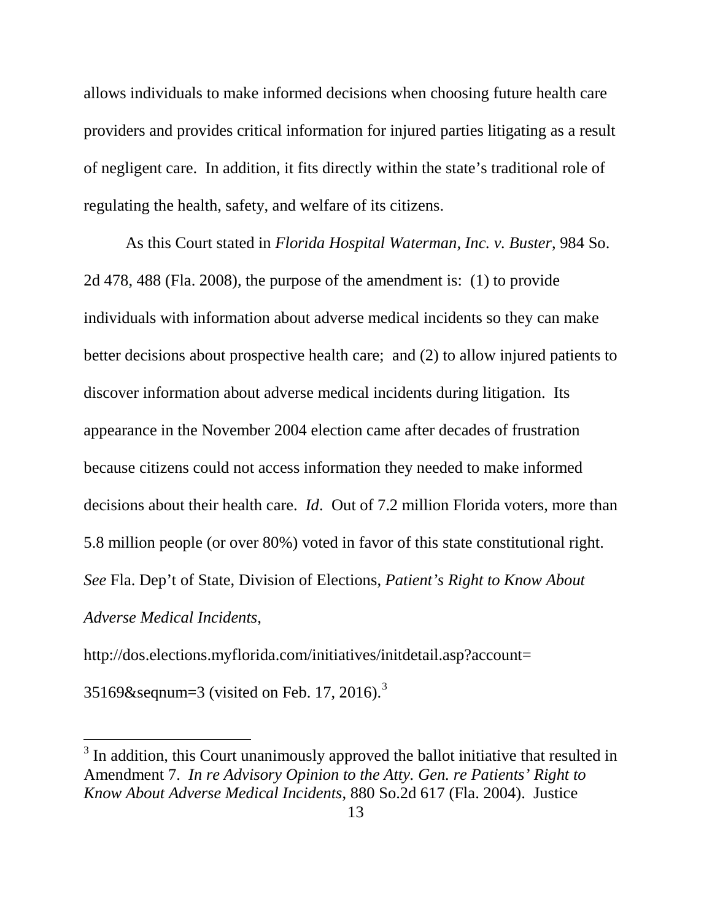allows individuals to make informed decisions when choosing future health care providers and provides critical information for injured parties litigating as a result of negligent care. In addition, it fits directly within the state's traditional role of regulating the health, safety, and welfare of its citizens.

As this Court stated in *Florida Hospital Waterman, Inc. v. Buster*, 984 So. 2d 478, 488 (Fla. 2008), the purpose of the amendment is: (1) to provide individuals with information about adverse medical incidents so they can make better decisions about prospective health care; and (2) to allow injured patients to discover information about adverse medical incidents during litigation. Its appearance in the November 2004 election came after decades of frustration because citizens could not access information they needed to make informed decisions about their health care. *Id*. Out of 7.2 million Florida voters, more than 5.8 million people (or over 80%) voted in favor of this state constitutional right. *See* Fla. Dep't of State, Division of Elections, *Patient's Right to Know About Adverse Medical Incidents*, http://dos.elections.myflorida.com/initiatives/initdetail.asp?account=35169&seqnum=3 (visited on Feb. 17, 2016).[3]

[3] In addition, this Court unanimously approved the ballot initiative that resulted in Amendment 7. *In re Advisory Opinion to the Atty. Gen. re Patients' Right to Know About Adverse Medical Incidents*, 880 So.2d 617 (Fla. 2004). Justice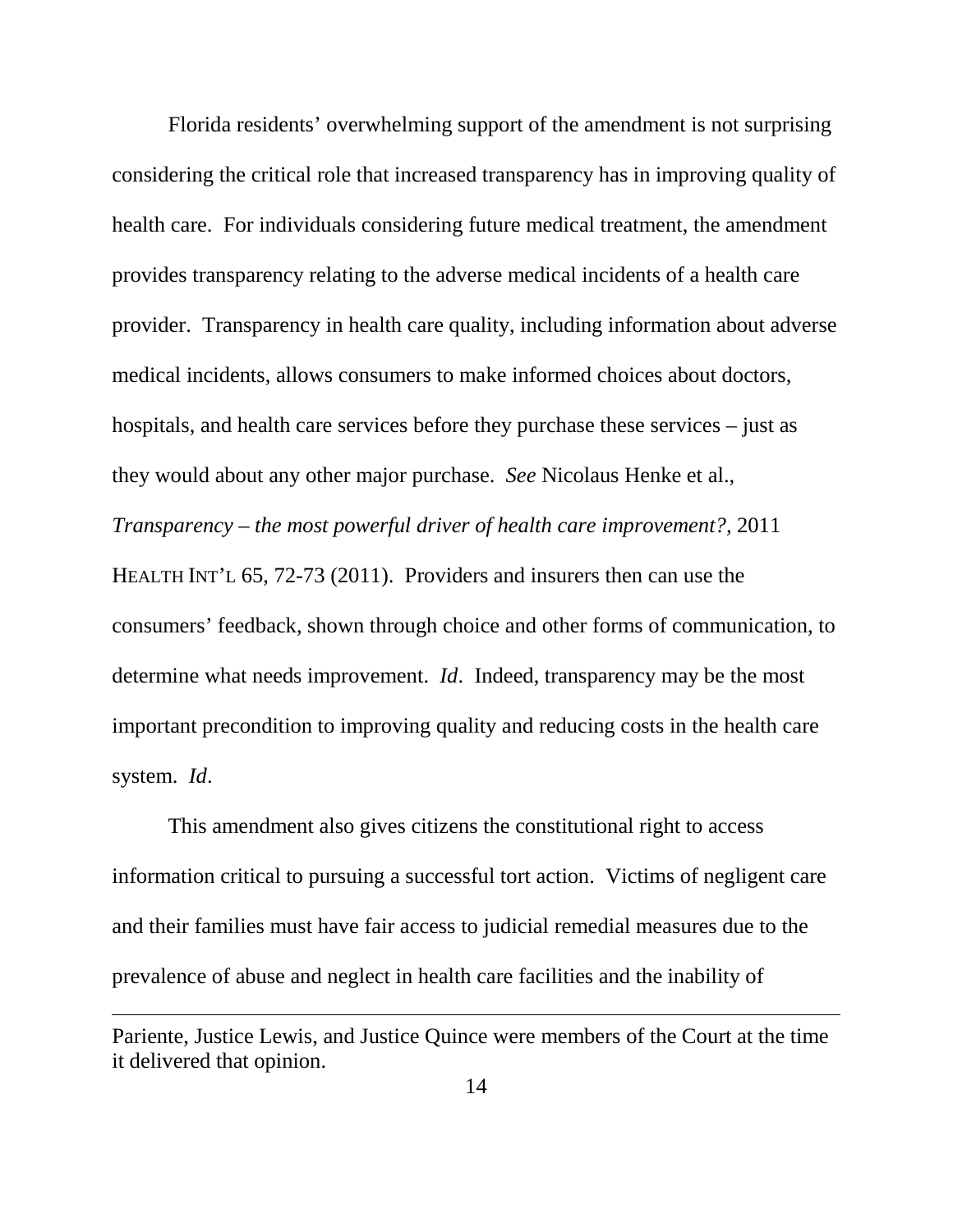Florida residents' overwhelming support of the amendment is not surprising considering the critical role that increased transparency has in improving quality of health care. For individuals considering future medical treatment, the amendment provides transparency relating to the adverse medical incidents of a health care provider. Transparency in health care quality, including information about adverse medical incidents, allows consumers to make informed choices about doctors, hospitals, and health care services before they purchase these services – just as they would about any other major purchase. *See* Nicolaus Henke et al., *Transparency – the most powerful driver of health care improvement?*, 2011 HEALTH INT'L 65, 72-73 (2011). Providers and insurers then can use the consumers' feedback, shown through choice and other forms of communication, to determine what needs improvement. *Id*. Indeed, transparency may be the most important precondition to improving quality and reducing costs in the health care system. *Id*.

This amendment also gives citizens the constitutional right to access information critical to pursuing a successful tort action. Victims of negligent care and their families must have fair access to judicial remedial measures due to the prevalence of abuse and neglect in health care facilities and the inability of

---

Pariente, Justice Lewis, and Justice Quince were members of the Court at the time it delivered that opinion.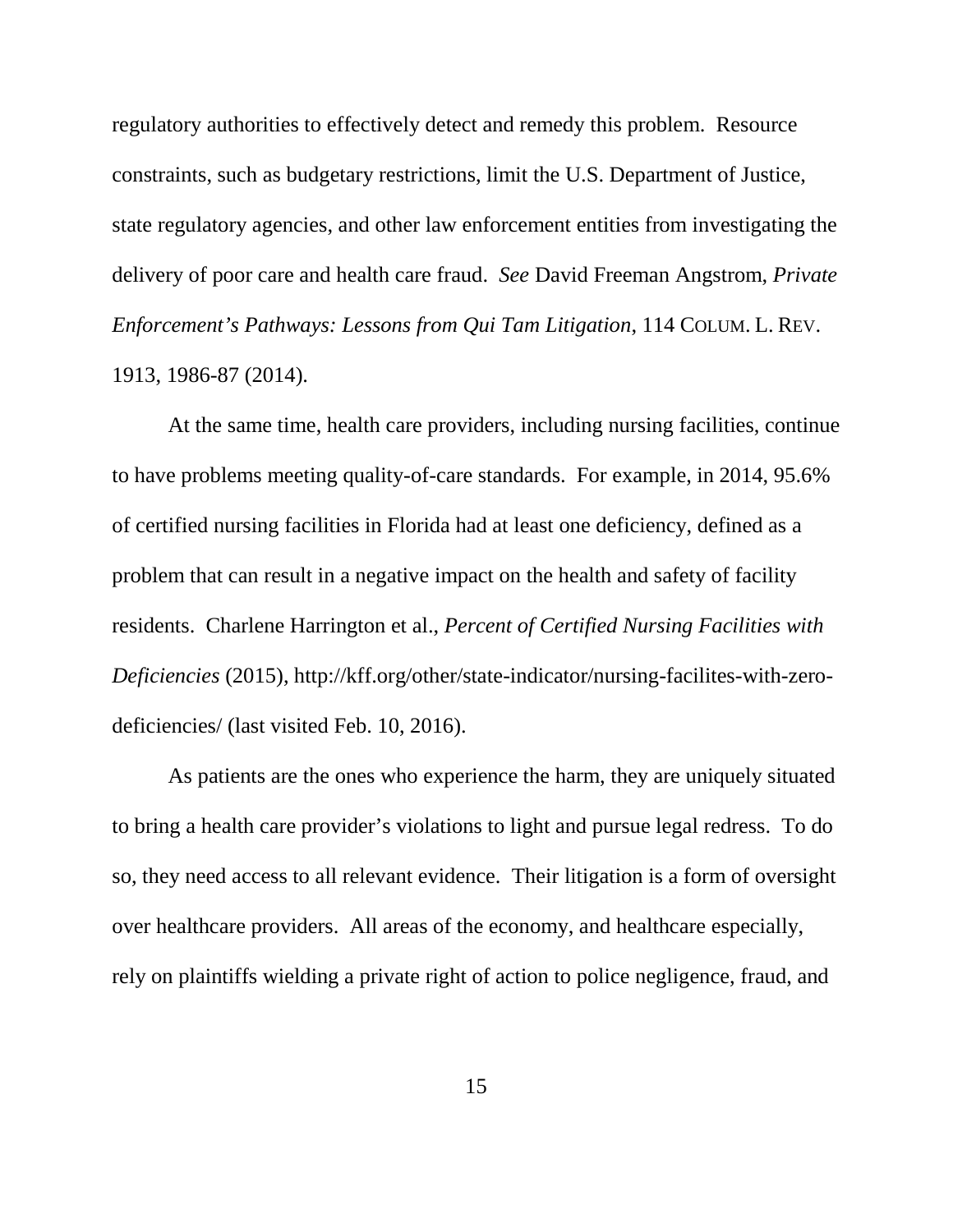regulatory authorities to effectively detect and remedy this problem. Resource constraints, such as budgetary restrictions, limit the U.S. Department of Justice, state regulatory agencies, and other law enforcement entities from investigating the delivery of poor care and health care fraud. *See* David Freeman Angstrom, *Private Enforcement's Pathways: Lessons from Qui Tam Litigation*, 114 COLUM. L. REV. 1913, 1986-87 (2014).

At the same time, health care providers, including nursing facilities, continue to have problems meeting quality-of-care standards. For example, in 2014, 95.6% of certified nursing facilities in Florida had at least one deficiency, defined as a problem that can result in a negative impact on the health and safety of facility residents. Charlene Harrington et al., *Percent of Certified Nursing Facilities with Deficiencies* (2015), http://kff.org/other/state-indicator/nursing-facilites-with-zero-deficiencies/ (last visited Feb. 10, 2016).

As patients are the ones who experience the harm, they are uniquely situated to bring a health care provider's violations to light and pursue legal redress. To do so, they need access to all relevant evidence. Their litigation is a form of oversight over healthcare providers. All areas of the economy, and healthcare especially, rely on plaintiffs wielding a private right of action to police negligence, fraud, and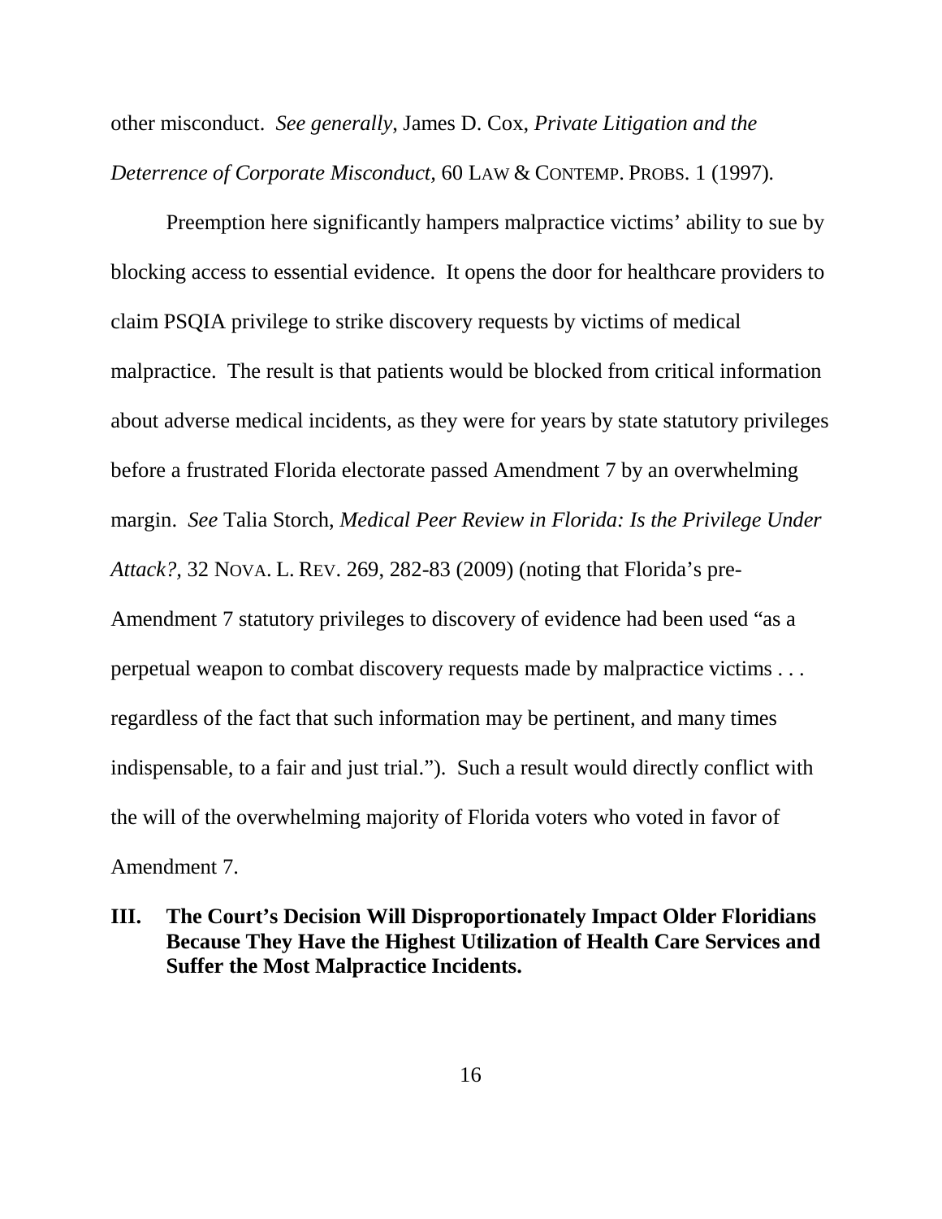other misconduct. *See generally*, James D. Cox, *Private Litigation and the Deterrence of Corporate Misconduct*, 60 LAW & CONTEMP. PROBS. 1 (1997).

Preemption here significantly hampers malpractice victims' ability to sue by blocking access to essential evidence. It opens the door for healthcare providers to claim PSQIA privilege to strike discovery requests by victims of medical malpractice. The result is that patients would be blocked from critical information about adverse medical incidents, as they were for years by state statutory privileges before a frustrated Florida electorate passed Amendment 7 by an overwhelming margin. *See* Talia Storch, *Medical Peer Review in Florida: Is the Privilege Under Attack?,* 32 NOVA. L. REV. 269, 282-83 (2009) (noting that Florida's pre-Amendment 7 statutory privileges to discovery of evidence had been used "as a perpetual weapon to combat discovery requests made by malpractice victims . . . regardless of the fact that such information may be pertinent, and many times indispensable, to a fair and just trial."). Such a result would directly conflict with the will of the overwhelming majority of Florida voters who voted in favor of Amendment 7.

## III. The Court's Decision Will Disproportionately Impact Older Floridians Because They Have the Highest Utilization of Health Care Services and Suffer the Most Malpractice Incidents.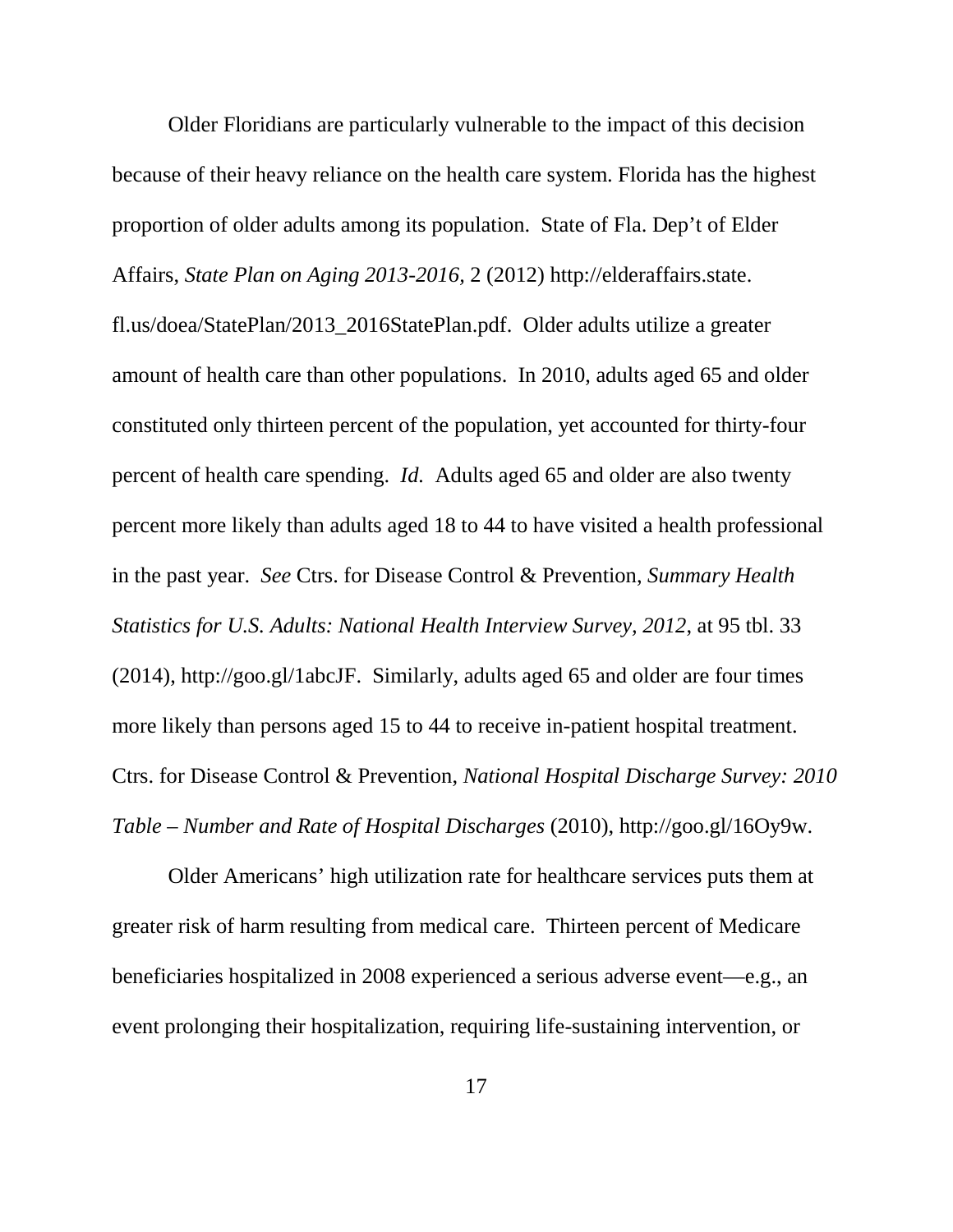Older Floridians are particularly vulnerable to the impact of this decision because of their heavy reliance on the health care system. Florida has the highest proportion of older adults among its population. State of Fla. Dep't of Elder Affairs, *State Plan on Aging 2013-2016*, 2 (2012) http://elderaffairs.state.fl.us/doea/StatePlan/2013_2016StatePlan.pdf. Older adults utilize a greater amount of health care than other populations. In 2010, adults aged 65 and older constituted only thirteen percent of the population, yet accounted for thirty-four percent of health care spending. *Id.* Adults aged 65 and older are also twenty percent more likely than adults aged 18 to 44 to have visited a health professional in the past year. *See* Ctrs. for Disease Control & Prevention, *Summary Health Statistics for U.S. Adults: National Health Interview Survey, 2012*, at 95 tbl. 33 (2014), http://goo.gl/1abcJF. Similarly, adults aged 65 and older are four times more likely than persons aged 15 to 44 to receive in-patient hospital treatment. Ctrs. for Disease Control & Prevention, *National Hospital Discharge Survey: 2010 Table – Number and Rate of Hospital Discharges* (2010), http://goo.gl/16Oy9w.

Older Americans' high utilization rate for healthcare services puts them at greater risk of harm resulting from medical care. Thirteen percent of Medicare beneficiaries hospitalized in 2008 experienced a serious adverse event—e.g., an event prolonging their hospitalization, requiring life-sustaining intervention, or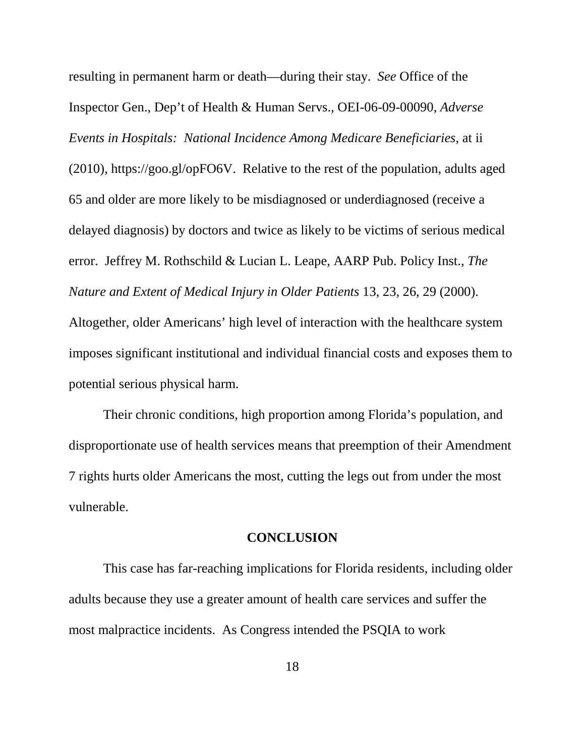resulting in permanent harm or death—during their stay. *See* Office of the Inspector Gen., Dep't of Health & Human Servs., OEI-06-09-00090, *Adverse Events in Hospitals: National Incidence Among Medicare Beneficiaries*, at ii (2010), https://goo.gl/opFO6V. Relative to the rest of the population, adults aged 65 and older are more likely to be misdiagnosed or underdiagnosed (receive a delayed diagnosis) by doctors and twice as likely to be victims of serious medical error. Jeffrey M. Rothschild & Lucian L. Leape, AARP Pub. Policy Inst., *The Nature and Extent of Medical Injury in Older Patients* 13, 23, 26, 29 (2000). Altogether, older Americans' high level of interaction with the healthcare system imposes significant institutional and individual financial costs and exposes them to potential serious physical harm.

Their chronic conditions, high proportion among Florida's population, and disproportionate use of health services means that preemption of their Amendment 7 rights hurts older Americans the most, cutting the legs out from under the most vulnerable.

## CONCLUSION

This case has far-reaching implications for Florida residents, including older adults because they use a greater amount of health care services and suffer the most malpractice incidents. As Congress intended the PSQIA to work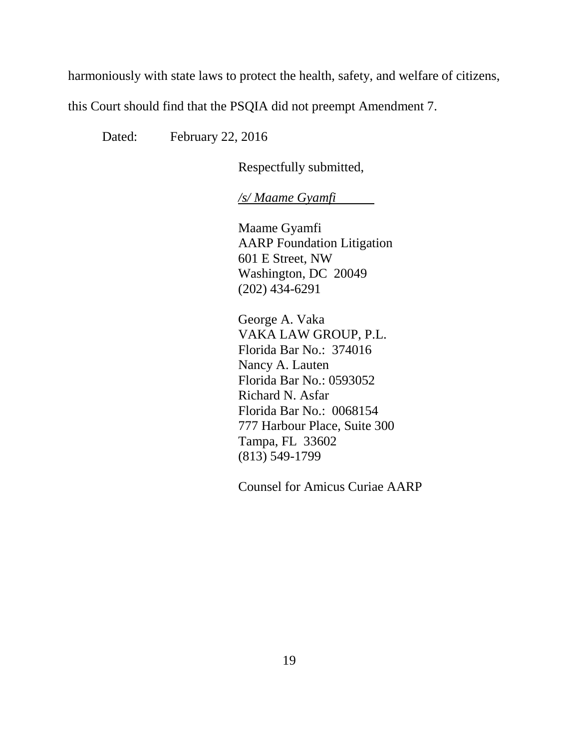harmoniously with state laws to protect the health, safety, and welfare of citizens, this Court should find that the PSQIA did not preempt Amendment 7.

Dated: February 22, 2016

Respectfully submitted,

*/s/ Maame Gyamfi*

Maame Gyamfi  
AARP Foundation Litigation  
601 E Street, NW  
Washington, DC 20049  
(202) 434-6291

George A. Vaka  
VAKA LAW GROUP, P.L.  
Florida Bar No.: 374016  
Nancy A. Lauten  
Florida Bar No.: 0593052  
Richard N. Asfar  
Florida Bar No.: 0068154  
777 Harbour Place, Suite 300  
Tampa, FL 33602  
(813) 549-1799

Counsel for Amicus Curiae AARP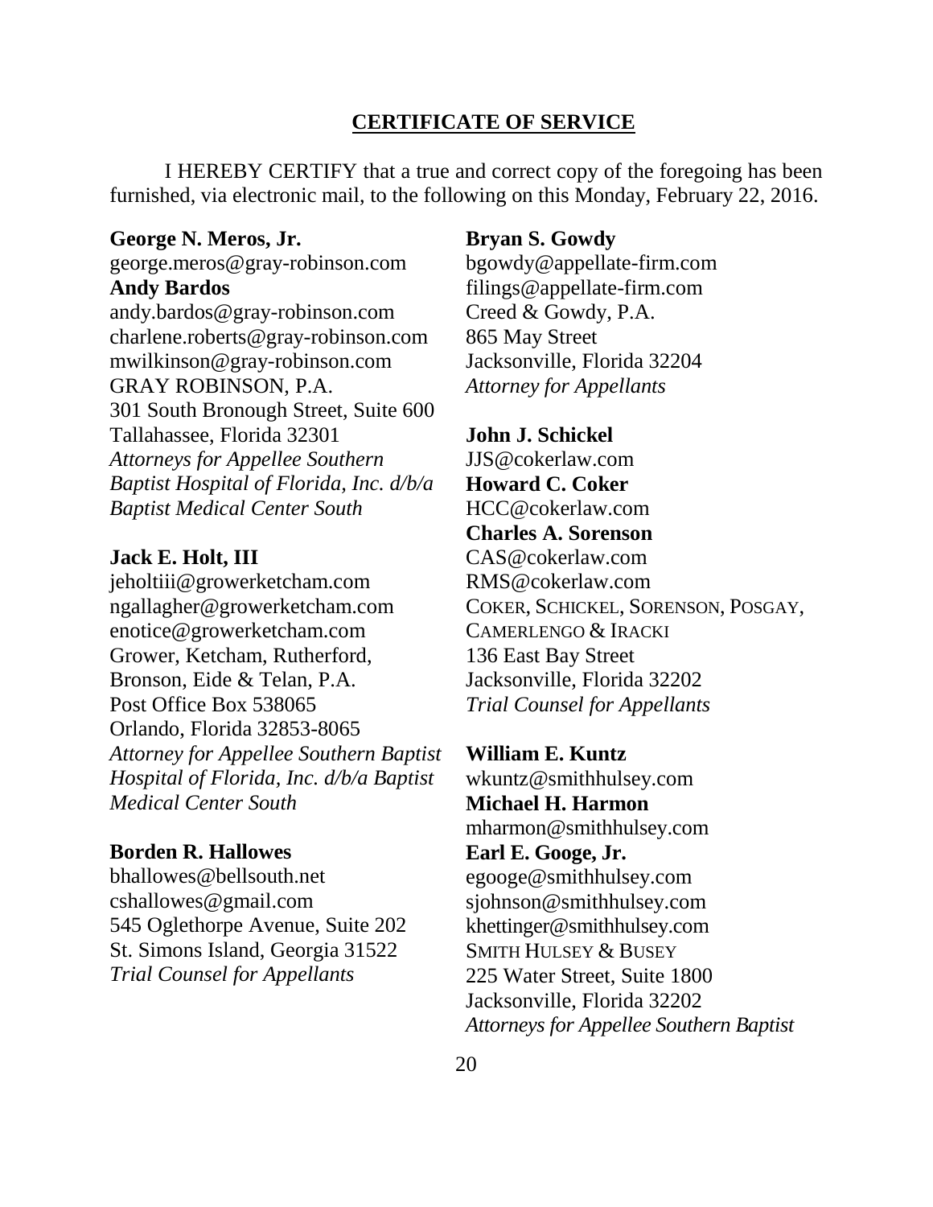## CERTIFICATE OF SERVICE

I HEREBY CERTIFY that a true and correct copy of the foregoing has been furnished, via electronic mail, to the following on this Monday, February 22, 2016.

**George N. Meros, Jr.**
george.meros@gray-robinson.com
**Andy Bardos**
andy.bardos@gray-robinson.com
charlene.roberts@gray-robinson.com
mwilkinson@gray-robinson.com
GRAY ROBINSON, P.A.
301 South Bronough Street, Suite 600
Tallahassee, Florida 32301
*Attorneys for Appellee Southern Baptist Hospital of Florida, Inc. d/b/a Baptist Medical Center South*

**Jack E. Holt, III**
jeholtiii@growerketcham.com
ngallagher@growerketcham.com
enotice@growerketcham.com
Grower, Ketcham, Rutherford, Bronson, Eide & Telan, P.A.
Post Office Box 538065
Orlando, Florida 32853-8065
*Attorney for Appellee Southern Baptist Hospital of Florida, Inc. d/b/a Baptist Medical Center South*

**Borden R. Hallowes**
bhallowes@bellsouth.net
cshallowes@gmail.com
545 Oglethorpe Avenue, Suite 202
St. Simons Island, Georgia 31522
*Trial Counsel for Appellants*

**Bryan S. Gowdy**
bgowdy@appellate-firm.com
filings@appellate-firm.com
Creed & Gowdy, P.A.
865 May Street
Jacksonville, Florida 32204
*Attorney for Appellants*

**John J. Schickel**
JJS@cokerlaw.com
**Howard C. Coker**
HCC@cokerlaw.com
**Charles A. Sorenson**
CAS@cokerlaw.com
RMS@cokerlaw.com
COKER, SCHICKEL, SORENSON, POSGAY, CAMERLENGO & IRACKI
136 East Bay Street
Jacksonville, Florida 32202
*Trial Counsel for Appellants*

**William E. Kuntz**
wkuntz@smithhulsey.com
**Michael H. Harmon**
mharmon@smithhulsey.com
**Earl E. Googe, Jr.**
egooge@smithhulsey.com
sjohnson@smithhulsey.com
khettinger@smithhulsey.com
SMITH HULSEY & BUSEY
225 Water Street, Suite 1800
Jacksonville, Florida 32202
*Attorneys for Appellee Southern Baptist*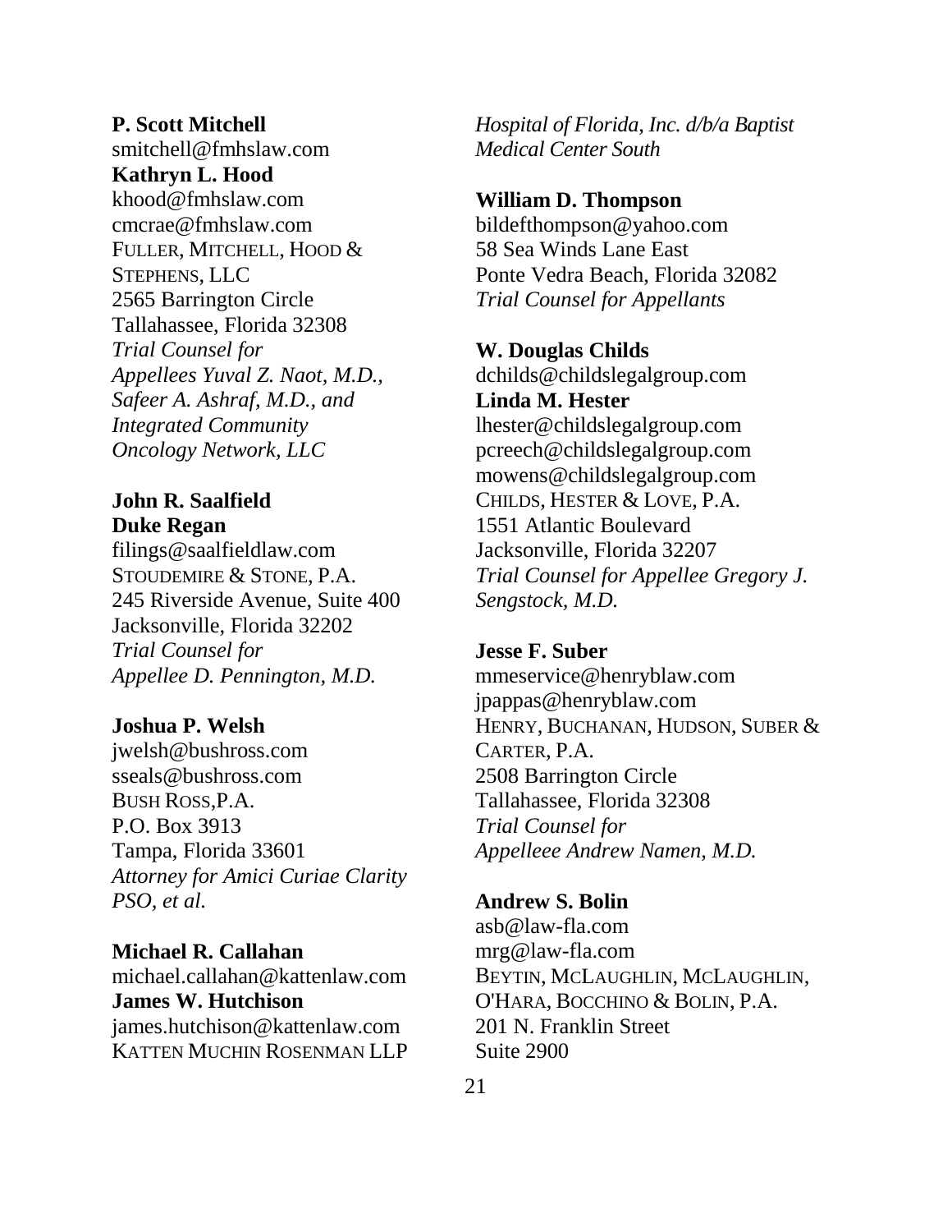**P. Scott Mitchell**
smitchell@fmhslaw.com
**Kathryn L. Hood**
khood@fmhslaw.com
cmcrae@fmhslaw.com
FULLER, MITCHELL, HOOD & STEPHENS, LLC
2565 Barrington Circle
Tallahassee, Florida 32308
*Trial Counsel for Appellees Yuval Z. Naot, M.D., Safeer A. Ashraf, M.D., and Integrated Community Oncology Network, LLC*

**John R. Saalfield**
**Duke Regan**
filings@saalfieldlaw.com
STOUDEMIRE & STONE, P.A.
245 Riverside Avenue, Suite 400
Jacksonville, Florida 32202
*Trial Counsel for Appellee D. Pennington, M.D.*

**Joshua P. Welsh**
jwelsh@bushross.com
sseals@bushross.com
BUSH ROSS,P.A.
P.O. Box 3913
Tampa, Florida 33601
*Attorney for Amici Curiae Clarity PSO, et al.*

**Michael R. Callahan**
michael.callahan@kattenlaw.com
**James W. Hutchison**
james.hutchison@kattenlaw.com
KATTEN MUCHIN ROSENMAN LLP

*Hospital of Florida, Inc. d/b/a Baptist Medical Center South*

**William D. Thompson**
bildefthompson@yahoo.com
58 Sea Winds Lane East
Ponte Vedra Beach, Florida 32082
*Trial Counsel for Appellants*

**W. Douglas Childs**
dchilds@childslegalgroup.com
**Linda M. Hester**
lhester@childslegalgroup.com
pcreech@childslegalgroup.com
mowens@childslegalgroup.com
CHILDS, HESTER & LOVE, P.A.
1551 Atlantic Boulevard
Jacksonville, Florida 32207
*Trial Counsel for Appellee Gregory J. Sengstock, M.D.*

**Jesse F. Suber**
mmeservice@henryblaw.com
jpappas@henryblaw.com
HENRY, BUCHANAN, HUDSON, SUBER & CARTER, P.A.
2508 Barrington Circle
Tallahassee, Florida 32308
*Trial Counsel for Appelleee Andrew Namen, M.D.*

**Andrew S. Bolin**
asb@law-fla.com
mrg@law-fla.com
BEYTIN, MCLAUGHLIN, MCLAUGHLIN, O'HARA, BOCCHINO & BOLIN, P.A.
201 N. Franklin Street
Suite 2900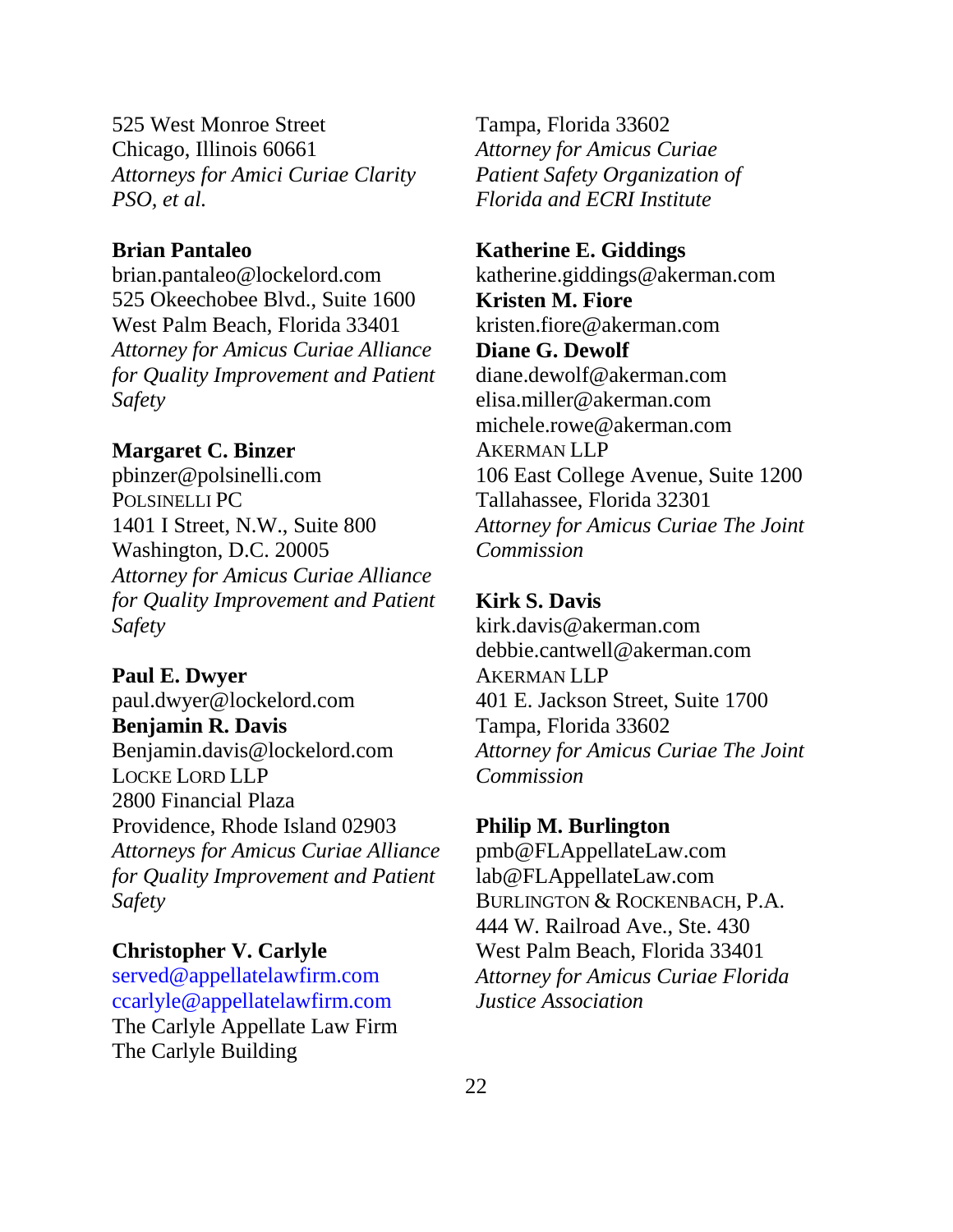525 West Monroe Street
Chicago, Illinois 60661
*Attorneys for Amici Curiae Clarity PSO, et al.*

**Brian Pantaleo**
brian.pantaleo@lockelord.com
525 Okeechobee Blvd., Suite 1600
West Palm Beach, Florida 33401
*Attorney for Amicus Curiae Alliance for Quality Improvement and Patient Safety*

**Margaret C. Binzer**
pbinzer@polsinelli.com
POLSINELLI PC
1401 I Street, N.W., Suite 800
Washington, D.C. 20005
*Attorney for Amicus Curiae Alliance for Quality Improvement and Patient Safety*

**Paul E. Dwyer**
paul.dwyer@lockelord.com
**Benjamin R. Davis**
Benjamin.davis@lockelord.com
LOCKE LORD LLP
2800 Financial Plaza
Providence, Rhode Island 02903
*Attorneys for Amicus Curiae Alliance for Quality Improvement and Patient Safety*

**Christopher V. Carlyle**
served@appellatelawfirm.com
ccarlyle@appellatelawfirm.com
The Carlyle Appellate Law Firm
The Carlyle Building

Tampa, Florida 33602
*Attorney for Amicus Curiae Patient Safety Organization of Florida and ECRI Institute*

**Katherine E. Giddings**
katherine.giddings@akerman.com
**Kristen M. Fiore**
kristen.fiore@akerman.com
**Diane G. Dewolf**
diane.dewolf@akerman.com
elisa.miller@akerman.com
michele.rowe@akerman.com
AKERMAN LLP
106 East College Avenue, Suite 1200
Tallahassee, Florida 32301
*Attorney for Amicus Curiae The Joint Commission*

**Kirk S. Davis**
kirk.davis@akerman.com
debbie.cantwell@akerman.com
AKERMAN LLP
401 E. Jackson Street, Suite 1700
Tampa, Florida 33602
*Attorney for Amicus Curiae The Joint Commission*

**Philip M. Burlington**
pmb@FLAppellateLaw.com
lab@FLAppellateLaw.com
BURLINGTON & ROCKENBACH, P.A.
444 W. Railroad Ave., Ste. 430
West Palm Beach, Florida 33401
*Attorney for Amicus Curiae Florida Justice Association*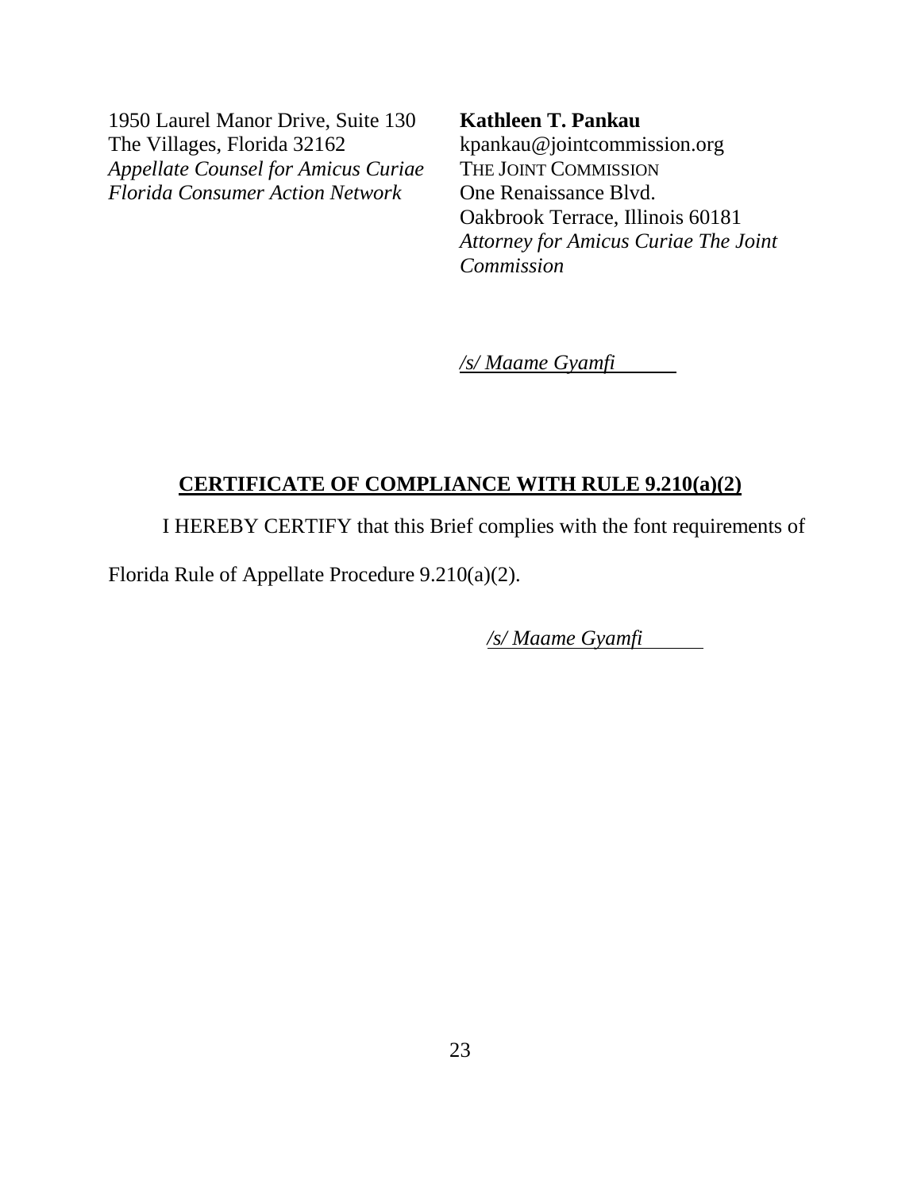1950 Laurel Manor Drive, Suite 130
The Villages, Florida 32162
*Appellate Counsel for Amicus Curiae Florida Consumer Action Network*

**Kathleen T. Pankau**
kpankau@jointcommission.org
THE JOINT COMMISSION
One Renaissance Blvd.
Oakbrook Terrace, Illinois 60181
*Attorney for Amicus Curiae The Joint Commission*

*/s/ Maame Gyamfi*

## CERTIFICATE OF COMPLIANCE WITH RULE 9.210(a)(2)

I HEREBY CERTIFY that this Brief complies with the font requirements of Florida Rule of Appellate Procedure 9.210(a)(2).

*/s/ Maame Gyamfi*